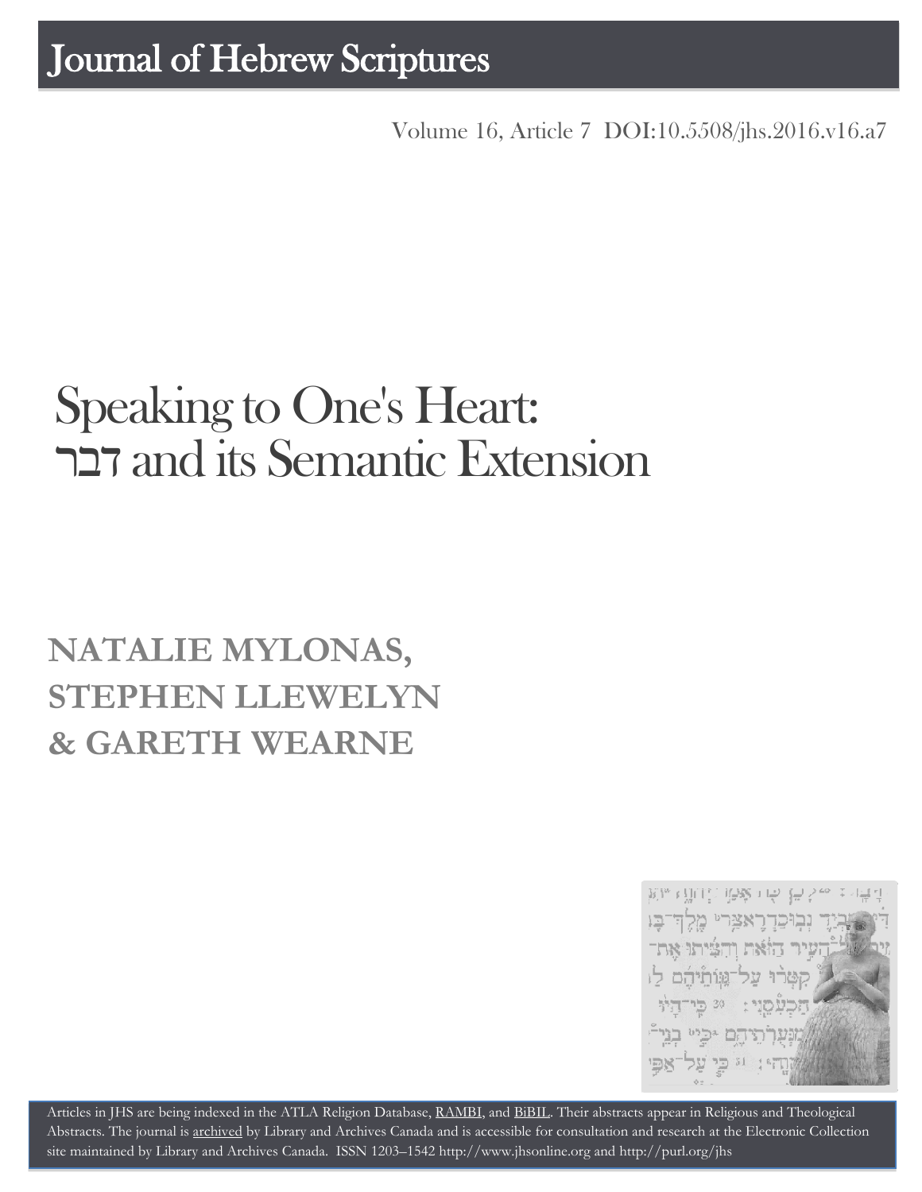# Journal of Hebrew Scriptures

Volume 16, Article 7 DOI:10.5508/jhs.2016.v16.a7

# Speaking to One's Heart: דבר and its Semantic Extension

## NATALIE MYLONAS, STEPHEN LLEWELYN & GARETH WEARNE

Articles in JHS are being indexed in the ATLA Religion Database, RAMBI, and BiBIL. Their abstracts appear in Religious and Theological Abstracts. The journal is archived by Library and Archives Canada and is accessible for consultation and research at the Electronic Collection site maintained by Library and Archives Canada. ISSN 1203–1542 http://www.jhsonline.org and http://purl.org/jhs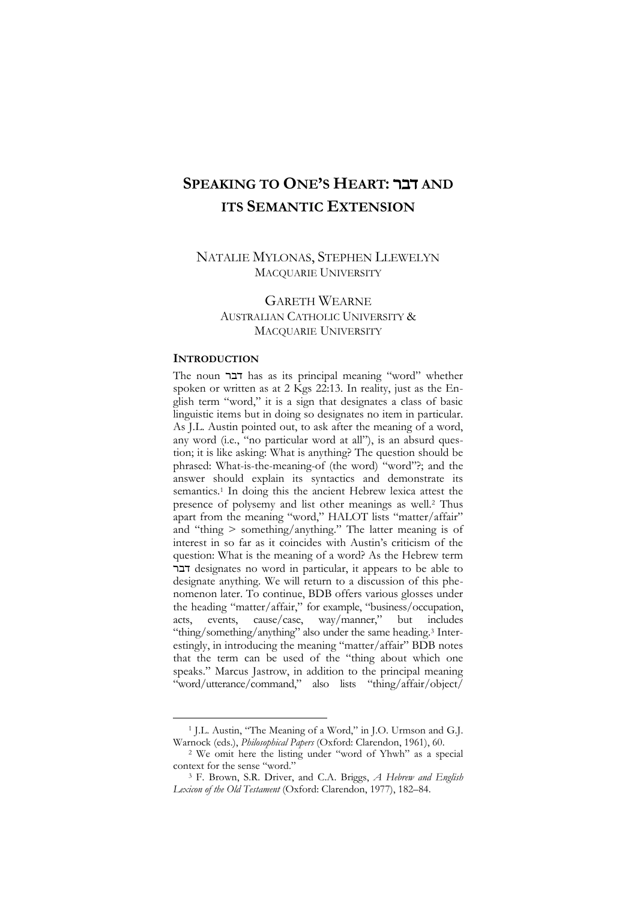# SPEAKING TO ONE'S HEART: דבר AND ITS SEMANTIC EXTENSION

NATALIE MYLONAS, STEPHEN LLEWELYN
MACQUARIE UNIVERSITY

GARETH WEARNE
AUSTRALIAN CATHOLIC UNIVERSITY & MACQUARIE UNIVERSITY

## INTRODUCTION

The noun דבר has as its principal meaning "word" whether spoken or written as at 2 Kgs 22:13. In reality, just as the English term "word," it is a sign that designates a class of basic linguistic items but in doing so designates no item in particular. As J.L. Austin pointed out, to ask after the meaning of a word, any word (i.e., "no particular word at all"), is an absurd question; it is like asking: What is anything? The question should be phrased: What-is-the-meaning-of (the word) "word"?; and the answer should explain its syntactics and demonstrate its semantics.[1] In doing this the ancient Hebrew lexica attest the presence of polysemy and list other meanings as well.[2] Thus apart from the meaning "word," HALOT lists "matter/affair" and "thing > something/anything." The latter meaning is of interest in so far as it coincides with Austin's criticism of the question: What is the meaning of a word? As the Hebrew term דבר designates no word in particular, it appears to be able to designate anything. We will return to a discussion of this phenomenon later. To continue, BDB offers various glosses under the heading "matter/affair," for example, "business/occupation, acts, events, cause/case, way/manner," but includes "thing/something/anything" also under the same heading.[3] Interestingly, in introducing the meaning "matter/affair" BDB notes that the term can be used of the "thing about which one speaks." Marcus Jastrow, in addition to the principal meaning "word/utterance/command," also lists "thing/affair/object/

---

[1] J.L. Austin, "The Meaning of a Word," in J.O. Urmson and G.J. Warnock (eds.), *Philosophical Papers* (Oxford: Clarendon, 1961), 60.

[2] We omit here the listing under "word of Yhwh" as a special context for the sense "word."

[3] F. Brown, S.R. Driver, and C.A. Briggs, *A Hebrew and English Lexicon of the Old Testament* (Oxford: Clarendon, 1977), 182–84.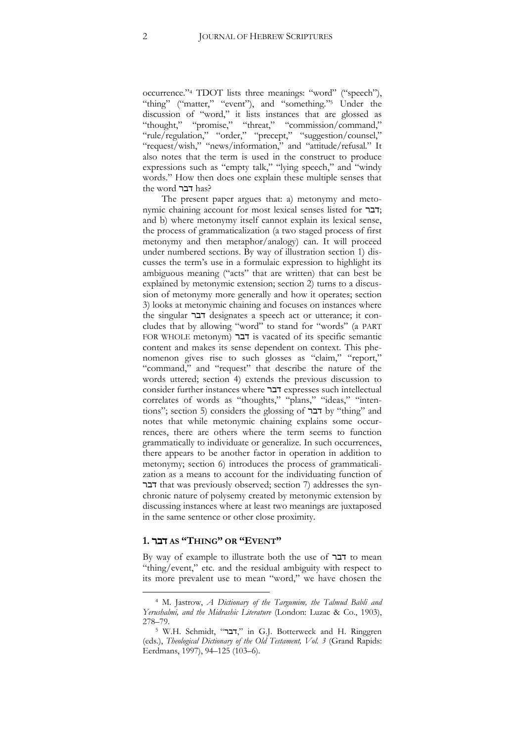occurrence."[4] TDOT lists three meanings: "word" ("speech"), "thing" ("matter," "event"), and "something."[5] Under the discussion of "word," it lists instances that are glossed as "thought," "promise," "threat," "commission/command," "rule/regulation," "order," "precept," "suggestion/counsel," "request/wish," "news/information," and "attitude/refusal." It also notes that the term is used in the construct to produce expressions such as "empty talk," "lying speech," and "windy words." How then does one explain these multiple senses that the word דבר has?

The present paper argues that: a) metonymy and metonymic chaining account for most lexical senses listed for דבר; and b) where metonymy itself cannot explain its lexical sense, the process of grammaticalization (a two staged process of first metonymy and then metaphor/analogy) can. It will proceed under numbered sections. By way of illustration section 1) discusses the term's use in a formulaic expression to highlight its ambiguous meaning ("acts" that are written) that can best be explained by metonymic extension; section 2) turns to a discussion of metonymy more generally and how it operates; section 3) looks at metonymic chaining and focuses on instances where the singular דבר designates a speech act or utterance; it concludes that by allowing "word" to stand for "words" (a PART FOR WHOLE metonym) דבר is vacated of its specific semantic content and makes its sense dependent on context. This phenomenon gives rise to such glosses as "claim," "report," "command," and "request" that describe the nature of the words uttered; section 4) extends the previous discussion to consider further instances where דבר expresses such intellectual correlates of words as "thoughts," "plans," "ideas," "intentions"; section 5) considers the glossing of דבר by "thing" and notes that while metonymic chaining explains some occurrences, there are others where the term seems to function grammatically to individuate or generalize. In such occurrences, there appears to be another factor in operation in addition to metonymy; section 6) introduces the process of grammaticalization as a means to account for the individuating function of דבר that was previously observed; section 7) addresses the synchronic nature of polysemy created by metonymic extension by discussing instances where at least two meanings are juxtaposed in the same sentence or other close proximity.

## 1. דבר AS "THING" OR "EVENT"

By way of example to illustrate both the use of דבר to mean "thing/event," etc. and the residual ambiguity with respect to its more prevalent use to mean "word," we have chosen the

[4] M. Jastrow, *A Dictionary of the Targumim, the Talmud Babli and Yerushalmi, and the Midrashic Literature* (London: Luzac & Co., 1903), 278–79.

[5] W.H. Schmidt, "דבר," in G.J. Botterweck and H. Ringgren (eds.), *Theological Dictionary of the Old Testament, Vol. 3* (Grand Rapids: Eerdmans, 1997), 94–125 (103–6).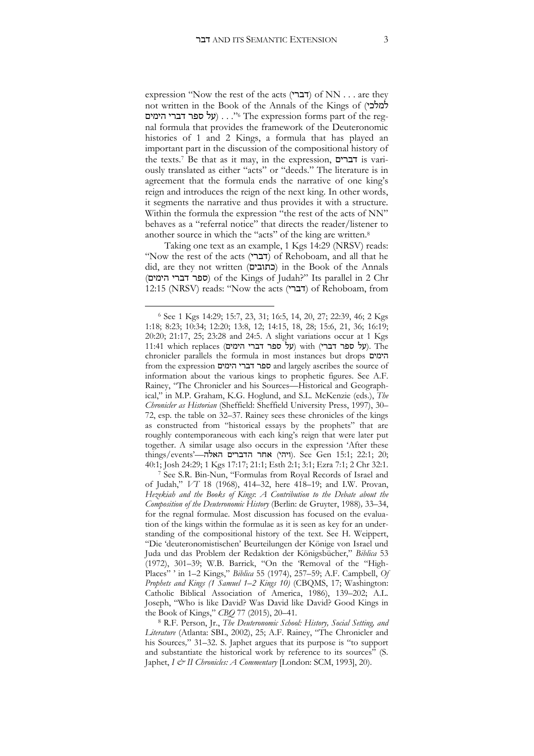expression "Now the rest of the acts (דברי) of NN . . . are they not written in the Book of the Annals of the Kings of (על ספר דברי הימים למלכי) . . ."[6] The expression forms part of the regnal formula that provides the framework of the Deuteronomic histories of 1 and 2 Kings, a formula that has played an important part in the discussion of the compositional history of the texts.[7] Be that as it may, in the expression, דברים is variously translated as either "acts" or "deeds." The literature is in agreement that the formula ends the narrative of one king's reign and introduces the reign of the next king. In other words, it segments the narrative and thus provides it with a structure. Within the formula the expression "the rest of the acts of NN" behaves as a "referral notice" that directs the reader/listener to another source in which the "acts" of the king are written.[8]

Taking one text as an example, 1 Kgs 14:29 (NRSV) reads: "Now the rest of the acts (דברי) of Rehoboam, and all that he did, are they not written (כתובים) in the Book of the Annals (ספר דברי הימים) of the Kings of Judah?" Its parallel in 2 Chr 12:15 (NRSV) reads: "Now the acts (דברי) of Rehoboam, from

---

[6] See 1 Kgs 14:29; 15:7, 23, 31; 16:5, 14, 20, 27; 22:39, 46; 2 Kgs 1:18; 8:23; 10:34; 12:20; 13:8, 12; 14:15, 18, 28; 15:6, 21, 36; 16:19; 20:20; 21:17, 25; 23:28 and 24:5. A slight variations occur at 1 Kgs 11:41 which replaces (על ספר דברי הימים) with (על ספר דברי). The chronicler parallels the formula in most instances but drops הימים from the expression ספר דברי הימים and largely ascribes the source of information about the various kings to prophetic figures. See A.F. Rainey, "The Chronicler and his Sources—Historical and Geographical," in M.P. Graham, K.G. Hoglund, and S.L. McKenzie (eds.), *The Chronicler as Historian* (Sheffield: Sheffield University Press, 1997), 30–72, esp. the table on 32–37. Rainey sees these chronicles of the kings as constructed from "historical essays by the prophets" that are roughly contemporaneous with each king's reign that were later put together. A similar usage also occurs in the expression 'After these things/events'—(ויהי) אחר הדברים האלה. See Gen 15:1; 22:1; 20; 40:1; Josh 24:29; 1 Kgs 17:17; 21:1; Esth 2:1; 3:1; Ezra 7:1; 2 Chr 32:1.

[7] See S.R. Bin-Nun, "Formulas from Royal Records of Israel and of Judah," *VT* 18 (1968), 414–32, here 418–19; and I.W. Provan, *Hezekiah and the Books of Kings*: *A Contribution to the Debate about the Composition of the Deuteronomic History* (Berlin: de Gruyter, 1988), 33–34, for the regnal formulae. Most discussion has focused on the evaluation of the kings within the formulae as it is seen as key for an understanding of the compositional history of the text. See H. Weippert, "Die 'deuteronomistischen' Beurteilungen der Könige von Israel und Juda und das Problem der Redaktion der Königsbücher," *Biblica* 53 (1972), 301–39; W.B. Barrick, "On the 'Removal of the "High-Places" ' in 1–2 Kings," *Biblica* 55 (1974), 257–59; A.F. Campbell, *Of Prophets and Kings (1 Samuel 1–2 Kings 10)* (CBQMS, 17; Washington: Catholic Biblical Association of America, 1986), 139–202; A.L. Joseph, "Who is like David? Was David like David? Good Kings in the Book of Kings," *CBQ* 77 (2015), 20–41.

[8] R.F. Person, Jr., *The Deuteronomic School: History, Social Setting, and Literature* (Atlanta: SBL, 2002), 25; A.F. Rainey, "The Chronicler and his Sources," 31–32. S. Japhet argues that its purpose is "to support and substantiate the historical work by reference to its sources" (S. Japhet, *I & II Chronicles: A Commentary* [London: SCM, 1993], 20).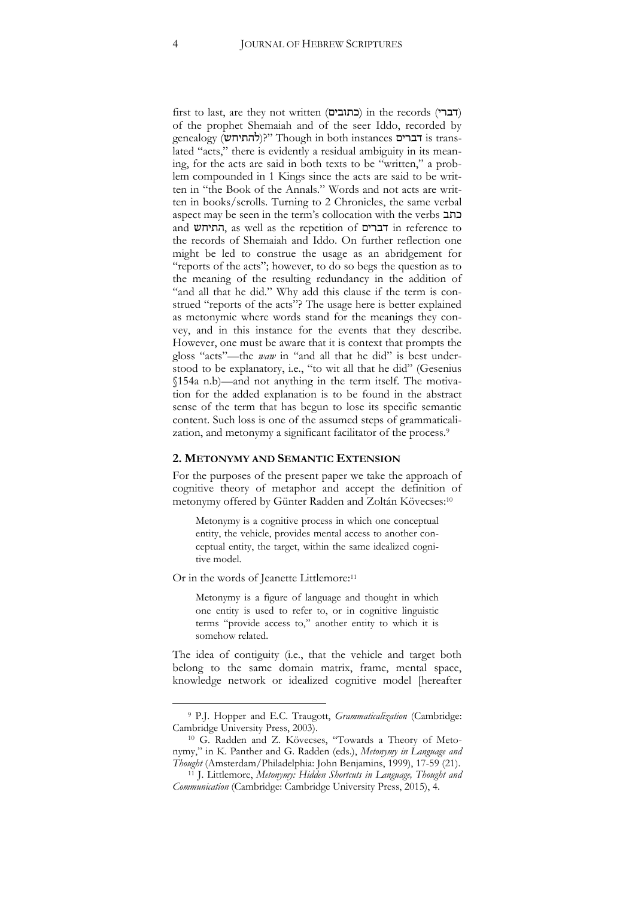first to last, are they not written (כתובים) in the records (דברי) of the prophet Shemaiah and of the seer Iddo, recorded by genealogy (להתיחש)?" Though in both instances דברים is translated "acts," there is evidently a residual ambiguity in its meaning, for the acts are said in both texts to be "written," a problem compounded in 1 Kings since the acts are said to be written in "the Book of the Annals." Words and not acts are written in books/scrolls. Turning to 2 Chronicles, the same verbal aspect may be seen in the term's collocation with the verbs כתב and התיחש, as well as the repetition of דברים in reference to the records of Shemaiah and Iddo. On further reflection one might be led to construe the usage as an abridgement for "reports of the acts"; however, to do so begs the question as to the meaning of the resulting redundancy in the addition of "and all that he did." Why add this clause if the term is construed "reports of the acts"? The usage here is better explained as metonymic where words stand for the meanings they convey, and in this instance for the events that they describe. However, one must be aware that it is context that prompts the gloss "acts"—the *waw* in "and all that he did" is best understood to be explanatory, i.e., "to wit all that he did" (Gesenius §154a n.b)—and not anything in the term itself. The motivation for the added explanation is to be found in the abstract sense of the term that has begun to lose its specific semantic content. Such loss is one of the assumed steps of grammaticalization, and metonymy a significant facilitator of the process.[9]

## 2. Metonymy and Semantic Extension

For the purposes of the present paper we take the approach of cognitive theory of metaphor and accept the definition of metonymy offered by Günter Radden and Zoltán Kövecses:[10]

> Metonymy is a cognitive process in which one conceptual entity, the vehicle, provides mental access to another conceptual entity, the target, within the same idealized cognitive model.

Or in the words of Jeanette Littlemore:[11]

> Metonymy is a figure of language and thought in which one entity is used to refer to, or in cognitive linguistic terms "provide access to," another entity to which it is somehow related.

The idea of contiguity (i.e., that the vehicle and target both belong to the same domain matrix, frame, mental space, knowledge network or idealized cognitive model [hereafter

---

[9] P.J. Hopper and E.C. Traugott, *Grammaticalization* (Cambridge: Cambridge University Press, 2003).

[10] G. Radden and Z. Kövecses, "Towards a Theory of Metonymy," in K. Panther and G. Radden (eds.), *Metonymy in Language and Thought* (Amsterdam/Philadelphia: John Benjamins, 1999), 17-59 (21).

[11] J. Littlemore, *Metonymy: Hidden Shortcuts in Language, Thought and Communication* (Cambridge: Cambridge University Press, 2015), 4.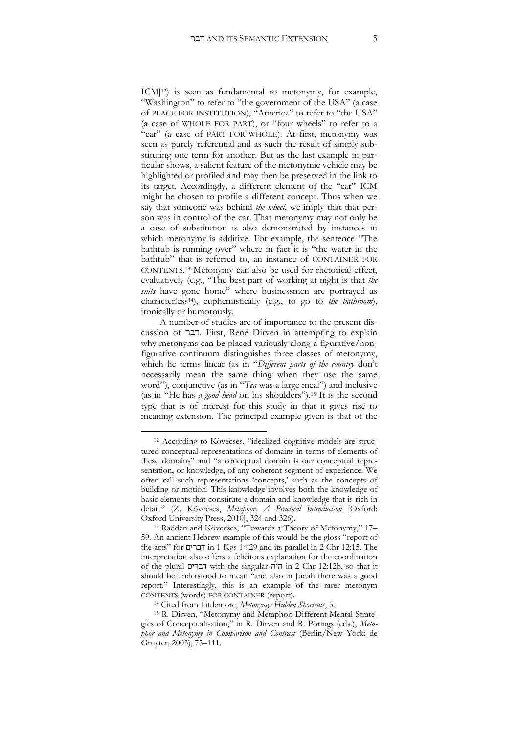ICM][12]) is seen as fundamental to metonymy, for example, "Washington" to refer to "the government of the USA" (a case of PLACE FOR INSTITUTION), "America" to refer to "the USA" (a case of WHOLE FOR PART), or "four wheels" to refer to a "car" (a case of PART FOR WHOLE). At first, metonymy was seen as purely referential and as such the result of simply substituting one term for another. But as the last example in particular shows, a salient feature of the metonymic vehicle may be highlighted or profiled and may then be preserved in the link to its target. Accordingly, a different element of the "car" ICM might be chosen to profile a different concept. Thus when we say that someone was behind *the wheel*, we imply that that person was in control of the car. That metonymy may not only be a case of substitution is also demonstrated by instances in which metonymy is additive. For example, the sentence "The bathtub is running over" where in fact it is "the water in the bathtub" that is referred to, an instance of CONTAINER FOR CONTENTS.[13] Metonymy can also be used for rhetorical effect, evaluatively (e.g., "The best part of working at night is that *the suits* have gone home" where businessmen are portrayed as characterless[14]), euphemistically (e.g., to go to *the bathroom*), ironically or humorously.

A number of studies are of importance to the present discussion of דבר. First, René Dirven in attempting to explain why metonyms can be placed variously along a figurative/non-figurative continuum distinguishes three classes of metonymy, which he terms linear (as in "*Different parts of the country* don't necessarily mean the same thing when they use the same word"), conjunctive (as in "*Tea* was a large meal") and inclusive (as in "He has *a good head* on his shoulders").[15] It is the second type that is of interest for this study in that it gives rise to meaning extension. The principal example given is that of the

---

[12] According to Kövecses, "idealized cognitive models are structured conceptual representations of domains in terms of elements of these domains" and "a conceptual domain is our conceptual representation, or knowledge, of any coherent segment of experience. We often call such representations 'concepts,' such as the concepts of building or motion. This knowledge involves both the knowledge of basic elements that constitute a domain and knowledge that is rich in detail." (Z. Kövecses, *Metaphor: A Practical Introduction* [Oxford: Oxford University Press, 2010], 324 and 326).

[13] Radden and Kövecses, "Towards a Theory of Metonymy," 17–59. An ancient Hebrew example of this would be the gloss "report of the acts" for דברים in 1 Kgs 14:29 and its parallel in 2 Chr 12:15. The interpretation also offers a felicitous explanation for the coordination of the plural דברים with the singular היה in 2 Chr 12:12b, so that it should be understood to mean "and also in Judah there was a good report." Interestingly, this is an example of the rarer metonym CONTENTS (words) FOR CONTAINER (report).

[14] Cited from Littlemore, *Metonymy: Hidden Shortcuts*, 5.

[15] R. Dirven, "Metonymy and Metaphor: Different Mental Strategies of Conceptualisation," in R. Dirven and R. Pörings (eds.), *Metaphor and Metonymy in Comparison and Contrast* (Berlin/New York: de Gruyter, 2003), 75–111.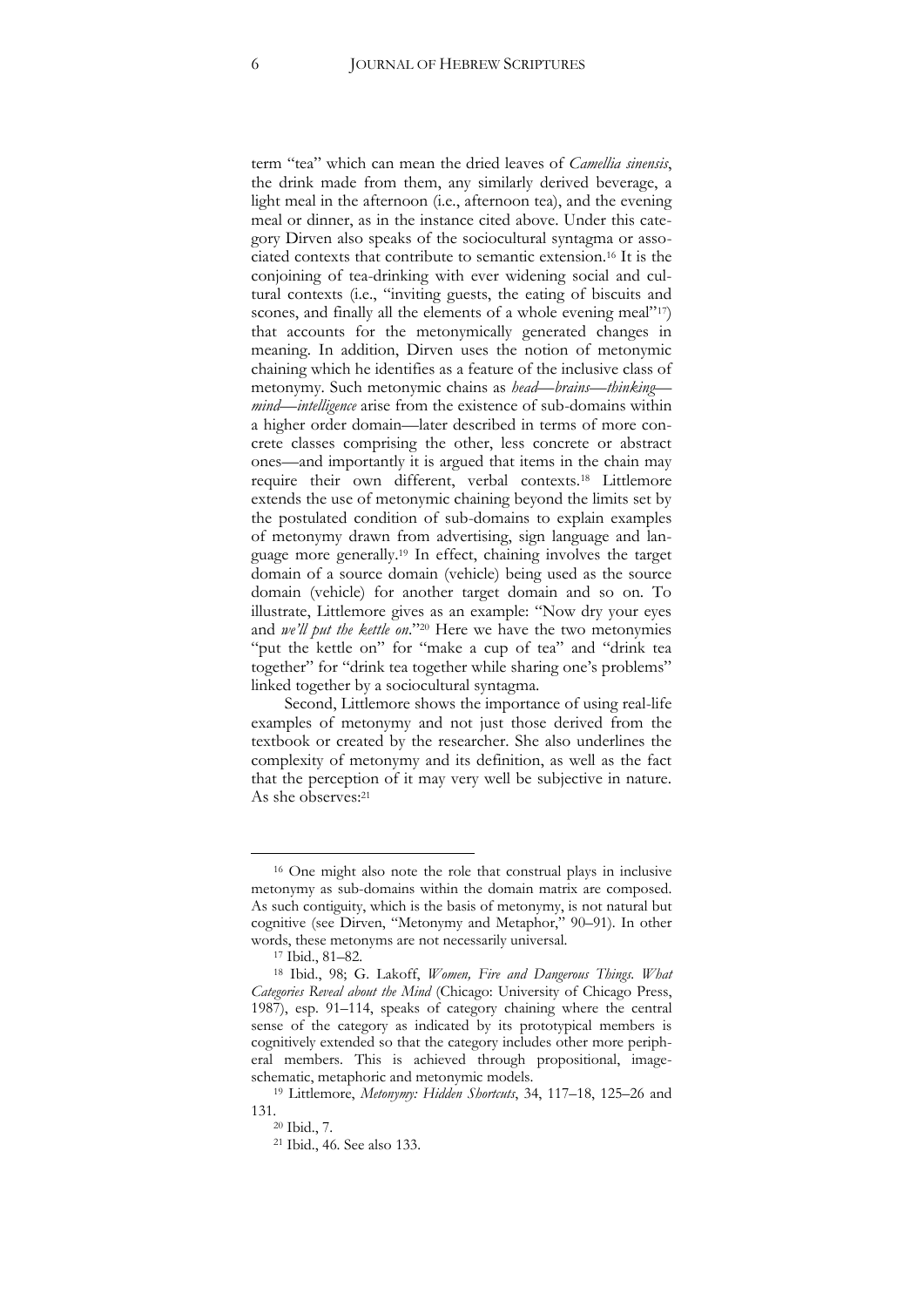term "tea" which can mean the dried leaves of *Camellia sinensis*, the drink made from them, any similarly derived beverage, a light meal in the afternoon (i.e., afternoon tea), and the evening meal or dinner, as in the instance cited above. Under this category Dirven also speaks of the sociocultural syntagma or associated contexts that contribute to semantic extension.[16] It is the conjoining of tea-drinking with ever widening social and cultural contexts (i.e., "inviting guests, the eating of biscuits and scones, and finally all the elements of a whole evening meal"[17]) that accounts for the metonymically generated changes in meaning. In addition, Dirven uses the notion of metonymic chaining which he identifies as a feature of the inclusive class of metonymy. Such metonymic chains as *head—brains—thinking—mind—intelligence* arise from the existence of sub-domains within a higher order domain—later described in terms of more concrete classes comprising the other, less concrete or abstract ones—and importantly it is argued that items in the chain may require their own different, verbal contexts.[18] Littlemore extends the use of metonymic chaining beyond the limits set by the postulated condition of sub-domains to explain examples of metonymy drawn from advertising, sign language and language more generally.[19] In effect, chaining involves the target domain of a source domain (vehicle) being used as the source domain (vehicle) for another target domain and so on. To illustrate, Littlemore gives as an example: "Now dry your eyes and *we'll put the kettle on*."[20] Here we have the two metonymies "put the kettle on" for "make a cup of tea" and "drink tea together" for "drink tea together while sharing one's problems" linked together by a sociocultural syntagma.

Second, Littlemore shows the importance of using real-life examples of metonymy and not just those derived from the textbook or created by the researcher. She also underlines the complexity of metonymy and its definition, as well as the fact that the perception of it may very well be subjective in nature. As she observes:[21]

---

[16] One might also note the role that construal plays in inclusive metonymy as sub-domains within the domain matrix are composed. As such contiguity, which is the basis of metonymy, is not natural but cognitive (see Dirven, "Metonymy and Metaphor," 90–91). In other words, these metonyms are not necessarily universal.

[17] Ibid., 81–82.

[18] Ibid., 98; G. Lakoff, *Women, Fire and Dangerous Things. What Categories Reveal about the Mind* (Chicago: University of Chicago Press, 1987), esp. 91–114, speaks of category chaining where the central sense of the category as indicated by its prototypical members is cognitively extended so that the category includes other more peripheral members. This is achieved through propositional, image-schematic, metaphoric and metonymic models.

[19] Littlemore, *Metonymy: Hidden Shortcuts*, 34, 117–18, 125–26 and 131.

[20] Ibid., 7.

[21] Ibid., 46. See also 133.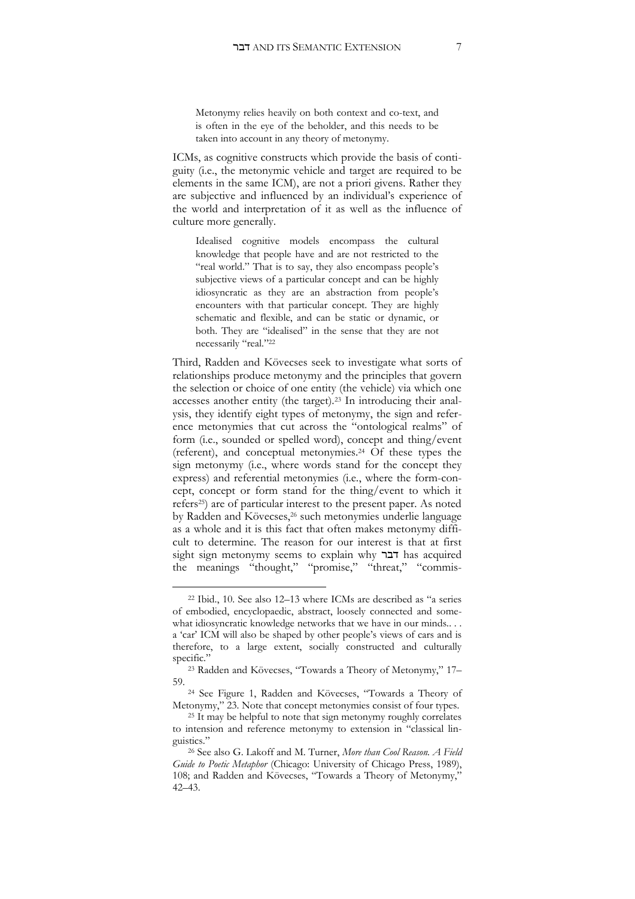> Metonymy relies heavily on both context and co-text, and is often in the eye of the beholder, and this needs to be taken into account in any theory of metonymy.

ICMs, as cognitive constructs which provide the basis of contiguity (i.e., the metonymic vehicle and target are required to be elements in the same ICM), are not a priori givens. Rather they are subjective and influenced by an individual's experience of the world and interpretation of it as well as the influence of culture more generally.

> Idealised cognitive models encompass the cultural knowledge that people have and are not restricted to the "real world." That is to say, they also encompass people's subjective views of a particular concept and can be highly idiosyncratic as they are an abstraction from people's encounters with that particular concept. They are highly schematic and flexible, and can be static or dynamic, or both. They are "idealised" in the sense that they are not necessarily "real."[22]

Third, Radden and Kövecses seek to investigate what sorts of relationships produce metonymy and the principles that govern the selection or choice of one entity (the vehicle) via which one accesses another entity (the target).[23] In introducing their analysis, they identify eight types of metonymy, the sign and reference metonymies that cut across the "ontological realms" of form (i.e., sounded or spelled word), concept and thing/event (referent), and conceptual metonymies.[24] Of these types the sign metonymy (i.e., where words stand for the concept they express) and referential metonymies (i.e., where the form-concept, concept or form stand for the thing/event to which it refers[25]) are of particular interest to the present paper. As noted by Radden and Kövecses,[26] such metonymies underlie language as a whole and it is this fact that often makes metonymy difficult to determine. The reason for our interest is that at first sight sign metonymy seems to explain why דבר has acquired the meanings "thought," "promise," "threat," "commis-

---

[22] Ibid., 10. See also 12–13 where ICMs are described as "a series of embodied, encyclopaedic, abstract, loosely connected and somewhat idiosyncratic knowledge networks that we have in our minds.. . . a 'car' ICM will also be shaped by other people's views of cars and is therefore, to a large extent, socially constructed and culturally specific."

[23] Radden and Kövecses, "Towards a Theory of Metonymy," 17–59.

[24] See Figure 1, Radden and Kövecses, "Towards a Theory of Metonymy," 23. Note that concept metonymies consist of four types.

[25] It may be helpful to note that sign metonymy roughly correlates to intension and reference metonymy to extension in "classical linguistics."

[26] See also G. Lakoff and M. Turner, *More than Cool Reason. A Field Guide to Poetic Metaphor* (Chicago: University of Chicago Press, 1989), 108; and Radden and Kövecses, "Towards a Theory of Metonymy," 42–43.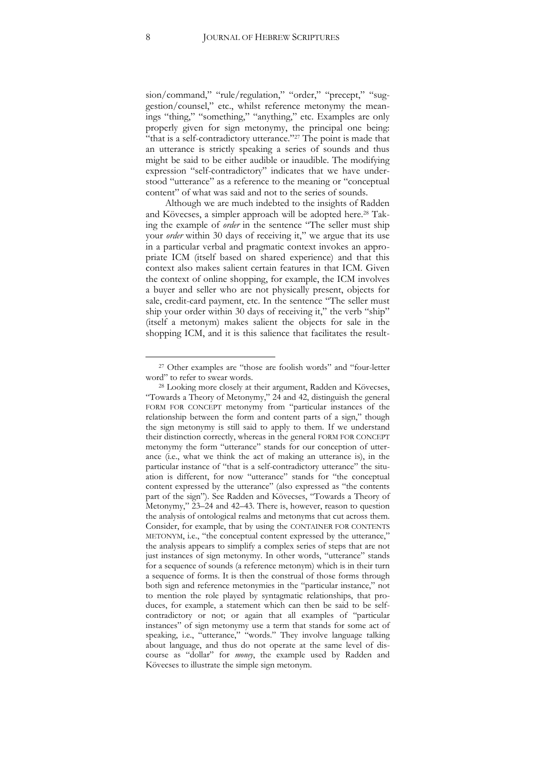sion/command," "rule/regulation," "order," "precept," "suggestion/counsel," etc., whilst reference metonymy the meanings "thing," "something," "anything," etc. Examples are only properly given for sign metonymy, the principal one being: "that is a self-contradictory utterance."[27] The point is made that an utterance is strictly speaking a series of sounds and thus might be said to be either audible or inaudible. The modifying expression "self-contradictory" indicates that we have understood "utterance" as a reference to the meaning or "conceptual content" of what was said and not to the series of sounds.

Although we are much indebted to the insights of Radden and Kövecses, a simpler approach will be adopted here.[28] Taking the example of *order* in the sentence "The seller must ship your *order* within 30 days of receiving it," we argue that its use in a particular verbal and pragmatic context invokes an appropriate ICM (itself based on shared experience) and that this context also makes salient certain features in that ICM. Given the context of online shopping, for example, the ICM involves a buyer and seller who are not physically present, objects for sale, credit-card payment, etc. In the sentence "The seller must ship your order within 30 days of receiving it," the verb "ship" (itself a metonym) makes salient the objects for sale in the shopping ICM, and it is this salience that facilitates the result-

---

[27] Other examples are "those are foolish words" and "four-letter word" to refer to swear words.

[28] Looking more closely at their argument, Radden and Kövecses, "Towards a Theory of Metonymy," 24 and 42, distinguish the general FORM FOR CONCEPT metonymy from "particular instances of the relationship between the form and content parts of a sign," though the sign metonymy is still said to apply to them. If we understand their distinction correctly, whereas in the general FORM FOR CONCEPT metonymy the form "utterance" stands for our conception of utterance (i.e., what we think the act of making an utterance is), in the particular instance of "that is a self-contradictory utterance" the situation is different, for now "utterance" stands for "the conceptual content expressed by the utterance" (also expressed as "the contents part of the sign"). See Radden and Kövecses, "Towards a Theory of Metonymy," 23–24 and 42–43. There is, however, reason to question the analysis of ontological realms and metonyms that cut across them. Consider, for example, that by using the CONTAINER FOR CONTENTS METONYM, i.e., "the conceptual content expressed by the utterance," the analysis appears to simplify a complex series of steps that are not just instances of sign metonymy. In other words, "utterance" stands for a sequence of sounds (a reference metonym) which is in their turn a sequence of forms. It is then the construal of those forms through both sign and reference metonymies in the "particular instance," not to mention the role played by syntagmatic relationships, that produces, for example, a statement which can then be said to be self-contradictory or not; or again that all examples of "particular instances" of sign metonymy use a term that stands for some act of speaking, i.e., "utterance," "words." They involve language talking about language, and thus do not operate at the same level of discourse as "dollar" for *money*, the example used by Radden and Kövecses to illustrate the simple sign metonym.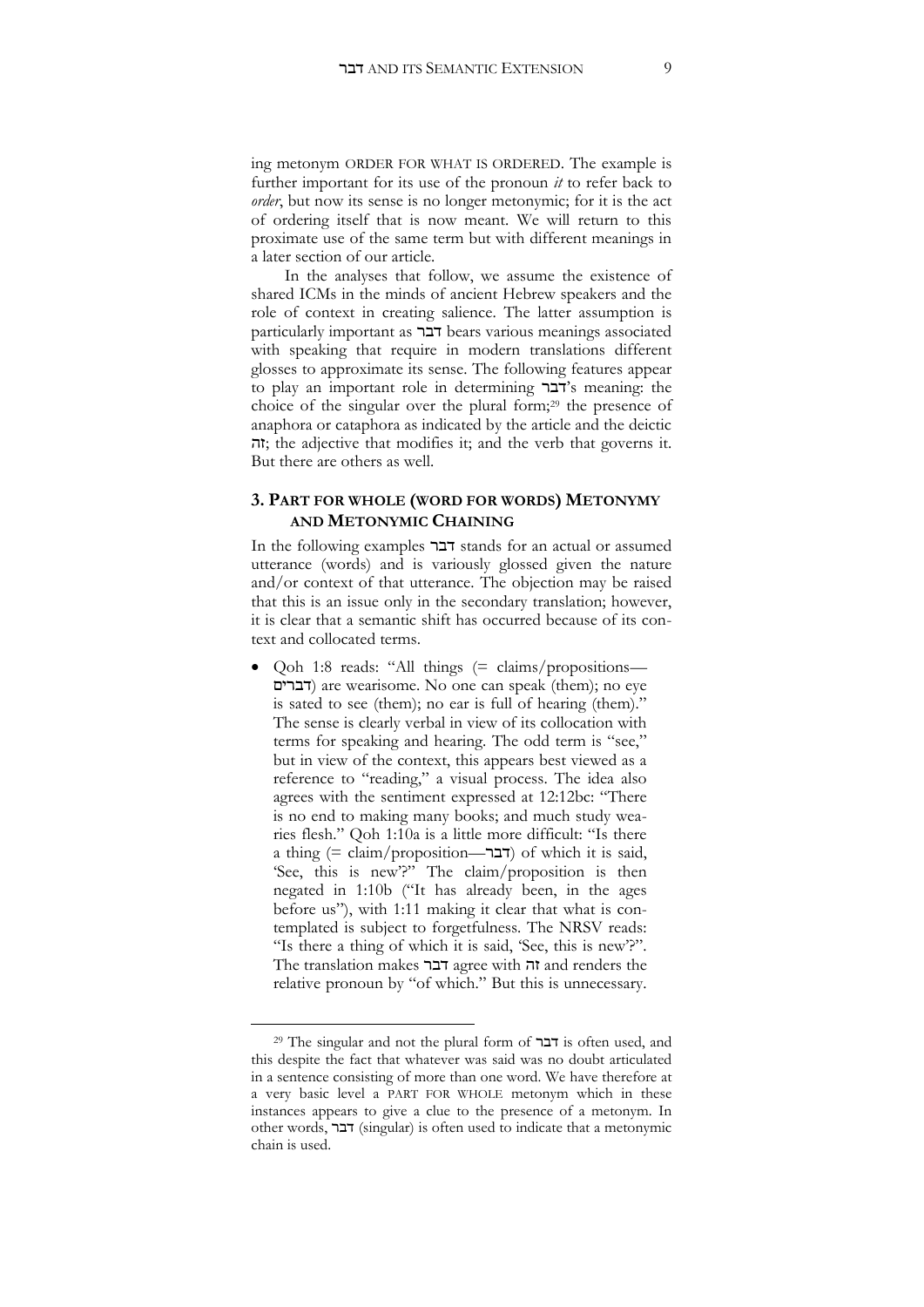ing metonym ORDER FOR WHAT IS ORDERED. The example is further important for its use of the pronoun *it* to refer back to *order*, but now its sense is no longer metonymic; for it is the act of ordering itself that is now meant. We will return to this proximate use of the same term but with different meanings in a later section of our article.

In the analyses that follow, we assume the existence of shared ICMs in the minds of ancient Hebrew speakers and the role of context in creating salience. The latter assumption is particularly important as דבר bears various meanings associated with speaking that require in modern translations different glosses to approximate its sense. The following features appear to play an important role in determining דבר's meaning: the choice of the singular over the plural form;[29] the presence of anaphora or cataphora as indicated by the article and the deictic זה; the adjective that modifies it; and the verb that governs it. But there are others as well.

## 3. PART FOR WHOLE (WORD FOR WORDS) METONYMY AND METONYMIC CHAINING

In the following examples דבר stands for an actual or assumed utterance (words) and is variously glossed given the nature and/or context of that utterance. The objection may be raised that this is an issue only in the secondary translation; however, it is clear that a semantic shift has occurred because of its context and collocated terms.

- Qoh 1:8 reads: "All things (= claims/propositions—דברים) are wearisome. No one can speak (them); no eye is sated to see (them); no ear is full of hearing (them)." The sense is clearly verbal in view of its collocation with terms for speaking and hearing. The odd term is "see," but in view of the context, this appears best viewed as a reference to "reading," a visual process. The idea also agrees with the sentiment expressed at 12:12bc: "There is no end to making many books; and much study wearies flesh." Qoh 1:10a is a little more difficult: "Is there a thing (= claim/proposition—דבר) of which it is said, 'See, this is new'?" The claim/proposition is then negated in 1:10b ("It has already been, in the ages before us"), with 1:11 making it clear that what is contemplated is subject to forgetfulness. The NRSV reads: "Is there a thing of which it is said, 'See, this is new'?". The translation makes דבר agree with זה and renders the relative pronoun by "of which." But this is unnecessary.

[29] The singular and not the plural form of דבר is often used, and this despite the fact that whatever was said was no doubt articulated in a sentence consisting of more than one word. We have therefore at a very basic level a PART FOR WHOLE metonym which in these instances appears to give a clue to the presence of a metonym. In other words, דבר (singular) is often used to indicate that a metonymic chain is used.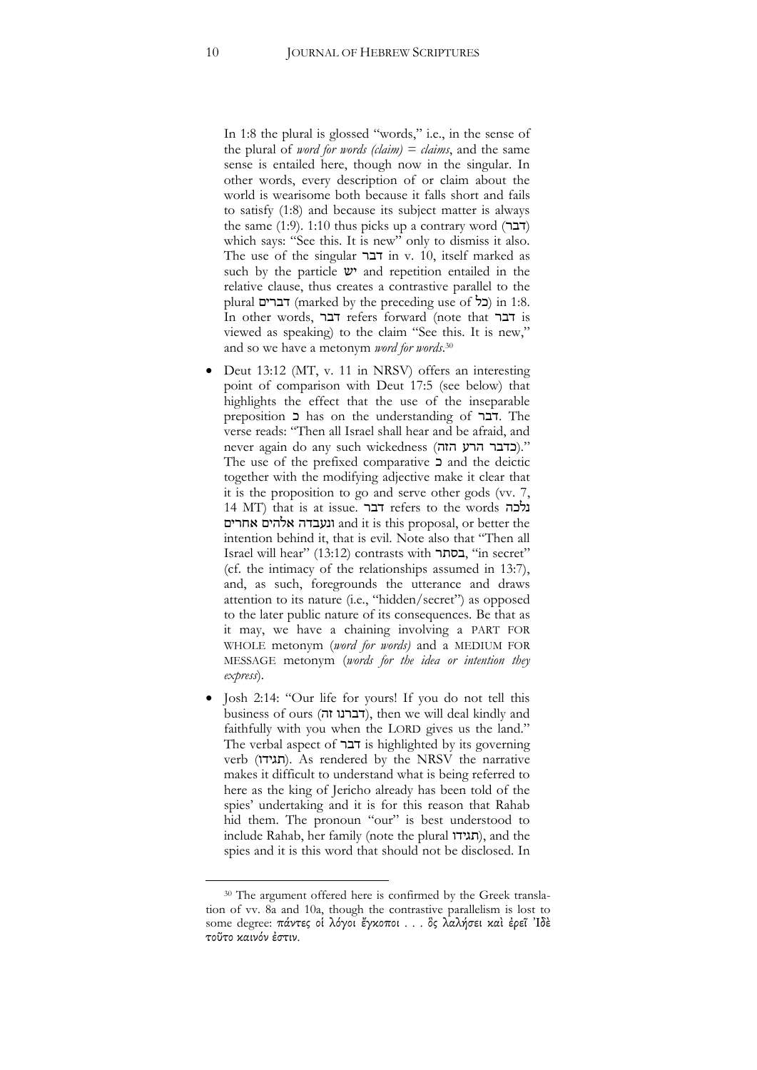In 1:8 the plural is glossed "words," i.e., in the sense of the plural of *word for words (claim) = claims*, and the same sense is entailed here, though now in the singular. In other words, every description of or claim about the world is wearisome both because it falls short and fails to satisfy (1:8) and because its subject matter is always the same (1:9). 1:10 thus picks up a contrary word (דבר) which says: "See this. It is new" only to dismiss it also. The use of the singular דבר in v. 10, itself marked as such by the particle יש and repetition entailed in the relative clause, thus creates a contrastive parallel to the plural דברים (marked by the preceding use of כל) in 1:8. In other words, דבר refers forward (note that דבר is viewed as speaking) to the claim "See this. It is new," and so we have a metonym *word for words*.[30]

- Deut 13:12 (MT, v. 11 in NRSV) offers an interesting point of comparison with Deut 17:5 (see below) that highlights the effect that the use of the inseparable preposition כ has on the understanding of דבר. The verse reads: "Then all Israel shall hear and be afraid, and never again do any such wickedness (כדבר הרע הזה)." The use of the prefixed comparative כ and the deictic together with the modifying adjective make it clear that it is the proposition to go and serve other gods (vv. 7, 14 MT) that is at issue. דבר refers to the words נלכה ונעבדה אלהים אחרים and it is this proposal, or better the intention behind it, that is evil. Note also that "Then all Israel will hear" (13:12) contrasts with בסתר, "in secret" (cf. the intimacy of the relationships assumed in 13:7), and, as such, foregrounds the utterance and draws attention to its nature (i.e., "hidden/secret") as opposed to the later public nature of its consequences. Be that as it may, we have a chaining involving a PART FOR WHOLE metonym (*word for words)* and a MEDIUM FOR MESSAGE metonym (*words for the idea or intention they express*).
- Josh 2:14: "Our life for yours! If you do not tell this business of ours (דברנו זה), then we will deal kindly and faithfully with you when the LORD gives us the land." The verbal aspect of דבר is highlighted by its governing verb (תגידו). As rendered by the NRSV the narrative makes it difficult to understand what is being referred to here as the king of Jericho already has been told of the spies' undertaking and it is for this reason that Rahab hid them. The pronoun "our" is best understood to include Rahab, her family (note the plural תגידו), and the spies and it is this word that should not be disclosed. In

---

[30] The argument offered here is confirmed by the Greek translation of vv. 8a and 10a, though the contrastive parallelism is lost to some degree: πάντες οἱ λόγοι ἔγκοποι . . . ὃς λαλήσει καὶ ἐρεῖ Ἰδὲ τοῦτο καινόν ἐστιν.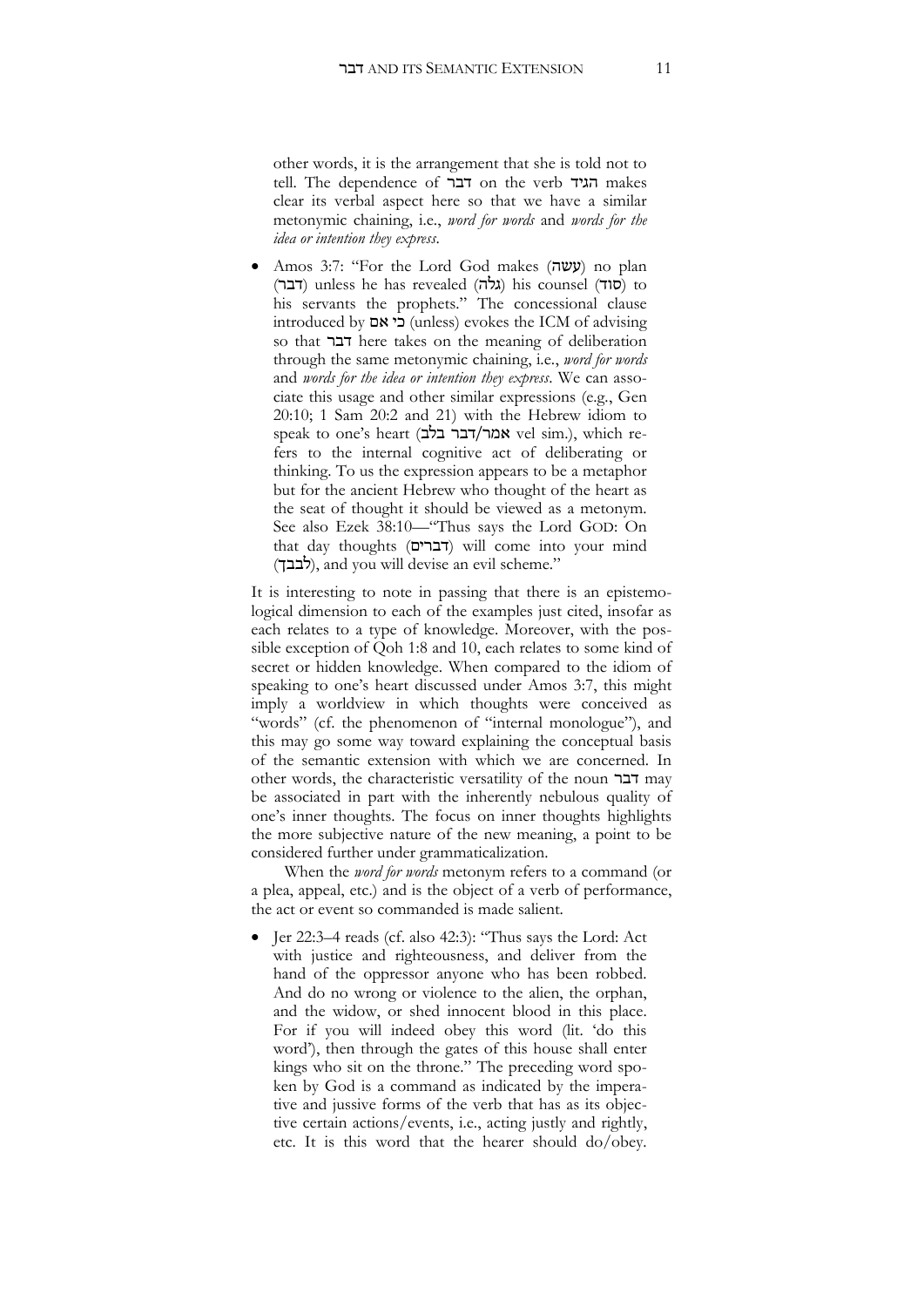other words, it is the arrangement that she is told not to tell. The dependence of דבר on the verb הגיד makes clear its verbal aspect here so that we have a similar metonymic chaining, i.e., *word for words* and *words for the idea or intention they express*.

- Amos 3:7: "For the Lord God makes (עשה) no plan (דבר) unless he has revealed (גלה) his counsel (סוד) to his servants the prophets." The concessional clause introduced by כי אם (unless) evokes the ICM of advising so that דבר here takes on the meaning of deliberation through the same metonymic chaining, i.e., *word for words* and *words for the idea or intention they express*. We can associate this usage and other similar expressions (e.g., Gen 20:10; 1 Sam 20:2 and 21) with the Hebrew idiom to speak to one's heart (אמר/דבר בלב vel sim.), which refers to the internal cognitive act of deliberating or thinking. To us the expression appears to be a metaphor but for the ancient Hebrew who thought of the heart as the seat of thought it should be viewed as a metonym. See also Ezek 38:10—"Thus says the Lord GOD: On that day thoughts (דברים) will come into your mind (לבבך), and you will devise an evil scheme."

It is interesting to note in passing that there is an epistemological dimension to each of the examples just cited, insofar as each relates to a type of knowledge. Moreover, with the possible exception of Qoh 1:8 and 10, each relates to some kind of secret or hidden knowledge. When compared to the idiom of speaking to one's heart discussed under Amos 3:7, this might imply a worldview in which thoughts were conceived as "words" (cf. the phenomenon of "internal monologue"), and this may go some way toward explaining the conceptual basis of the semantic extension with which we are concerned. In other words, the characteristic versatility of the noun דבר may be associated in part with the inherently nebulous quality of one's inner thoughts. The focus on inner thoughts highlights the more subjective nature of the new meaning, a point to be considered further under grammaticalization.

When the *word for words* metonym refers to a command (or a plea, appeal, etc.) and is the object of a verb of performance, the act or event so commanded is made salient.

- Jer 22:3–4 reads (cf. also 42:3): "Thus says the Lord: Act with justice and righteousness, and deliver from the hand of the oppressor anyone who has been robbed. And do no wrong or violence to the alien, the orphan, and the widow, or shed innocent blood in this place. For if you will indeed obey this word (lit. 'do this word'), then through the gates of this house shall enter kings who sit on the throne." The preceding word spoken by God is a command as indicated by the imperative and jussive forms of the verb that has as its objective certain actions/events, i.e., acting justly and rightly, etc. It is this word that the hearer should do/obey.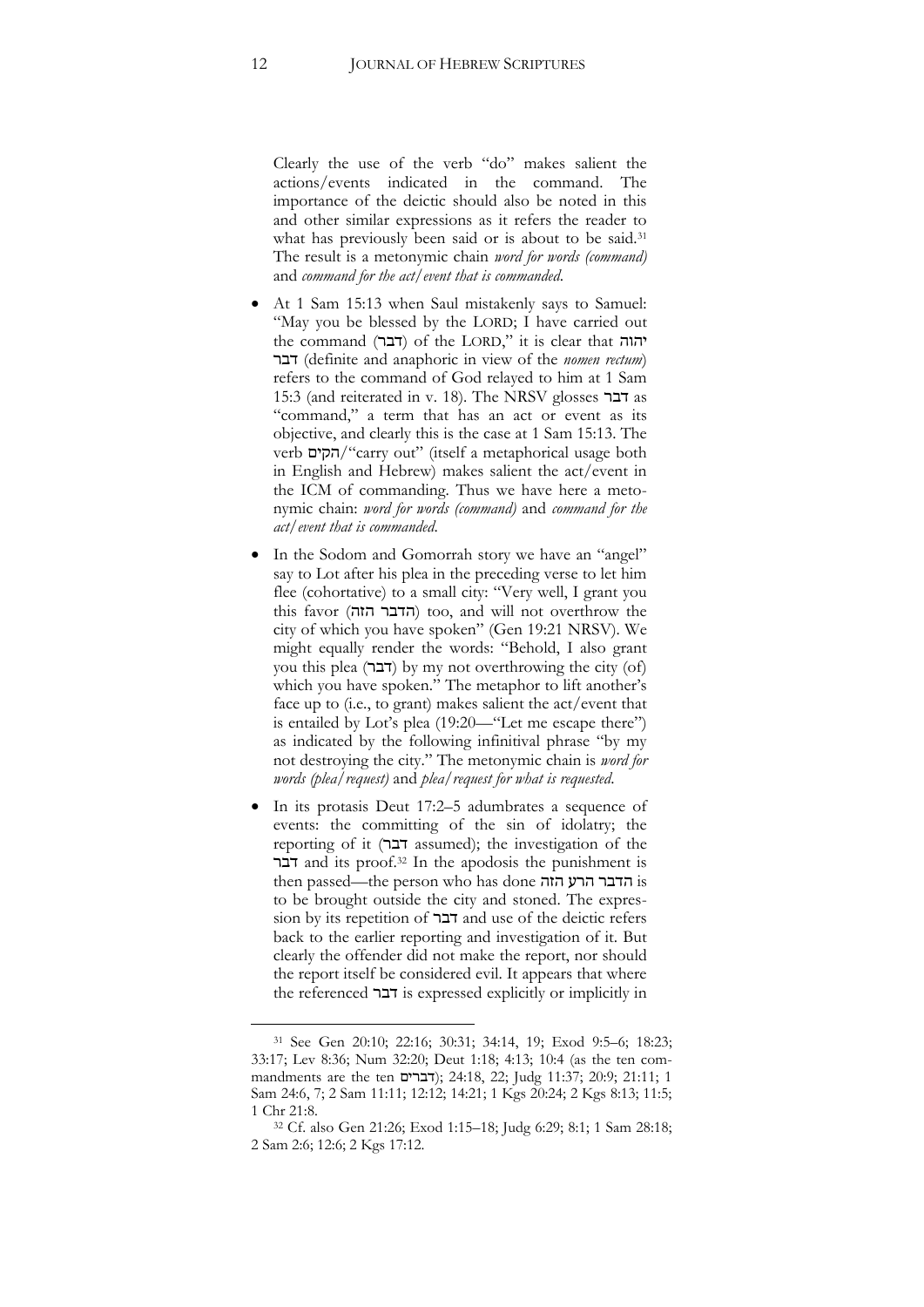Clearly the use of the verb "do" makes salient the actions/events indicated in the command. The importance of the deictic should also be noted in this and other similar expressions as it refers the reader to what has previously been said or is about to be said.[31] The result is a metonymic chain *word for words (command)* and *command for the act/event that is commanded*.

- At 1 Sam 15:13 when Saul mistakenly says to Samuel: "May you be blessed by the LORD; I have carried out the command (דבר) of the LORD," it is clear that יהוה דבר (definite and anaphoric in view of the *nomen rectum*) refers to the command of God relayed to him at 1 Sam 15:3 (and reiterated in v. 18). The NRSV glosses דבר as "command," a term that has an act or event as its objective, and clearly this is the case at 1 Sam 15:13. The verb הקים/"carry out" (itself a metaphorical usage both in English and Hebrew) makes salient the act/event in the ICM of commanding. Thus we have here a metonymic chain: *word for words (command)* and *command for the act/event that is commanded*.
- In the Sodom and Gomorrah story we have an "angel" say to Lot after his plea in the preceding verse to let him flee (cohortative) to a small city: "Very well, I grant you this favor (הדבר הזה) too, and will not overthrow the city of which you have spoken" (Gen 19:21 NRSV). We might equally render the words: "Behold, I also grant you this plea (דבר) by my not overthrowing the city (of) which you have spoken." The metaphor to lift another's face up to (i.e., to grant) makes salient the act/event that is entailed by Lot's plea (19:20—"Let me escape there") as indicated by the following infinitival phrase "by my not destroying the city." The metonymic chain is *word for words (plea/request)* and *plea/request for what is requested*.
- In its protasis Deut 17:2–5 adumbrates a sequence of events: the committing of the sin of idolatry; the reporting of it (דבר assumed); the investigation of the דבר and its proof.[32] In the apodosis the punishment is then passed—the person who has done הדבר הרע הזה is to be brought outside the city and stoned. The expression by its repetition of דבר and use of the deictic refers back to the earlier reporting and investigation of it. But clearly the offender did not make the report, nor should the report itself be considered evil. It appears that where the referenced דבר is expressed explicitly or implicitly in

---

[31] See Gen 20:10; 22:16; 30:31; 34:14, 19; Exod 9:5–6; 18:23; 33:17; Lev 8:36; Num 32:20; Deut 1:18; 4:13; 10:4 (as the ten commandments are the ten דברים); 24:18, 22; Judg 11:37; 20:9; 21:11; 1 Sam 24:6, 7; 2 Sam 11:11; 12:12; 14:21; 1 Kgs 20:24; 2 Kgs 8:13; 11:5; 1 Chr 21:8.

[32] Cf. also Gen 21:26; Exod 1:15–18; Judg 6:29; 8:1; 1 Sam 28:18; 2 Sam 2:6; 12:6; 2 Kgs 17:12.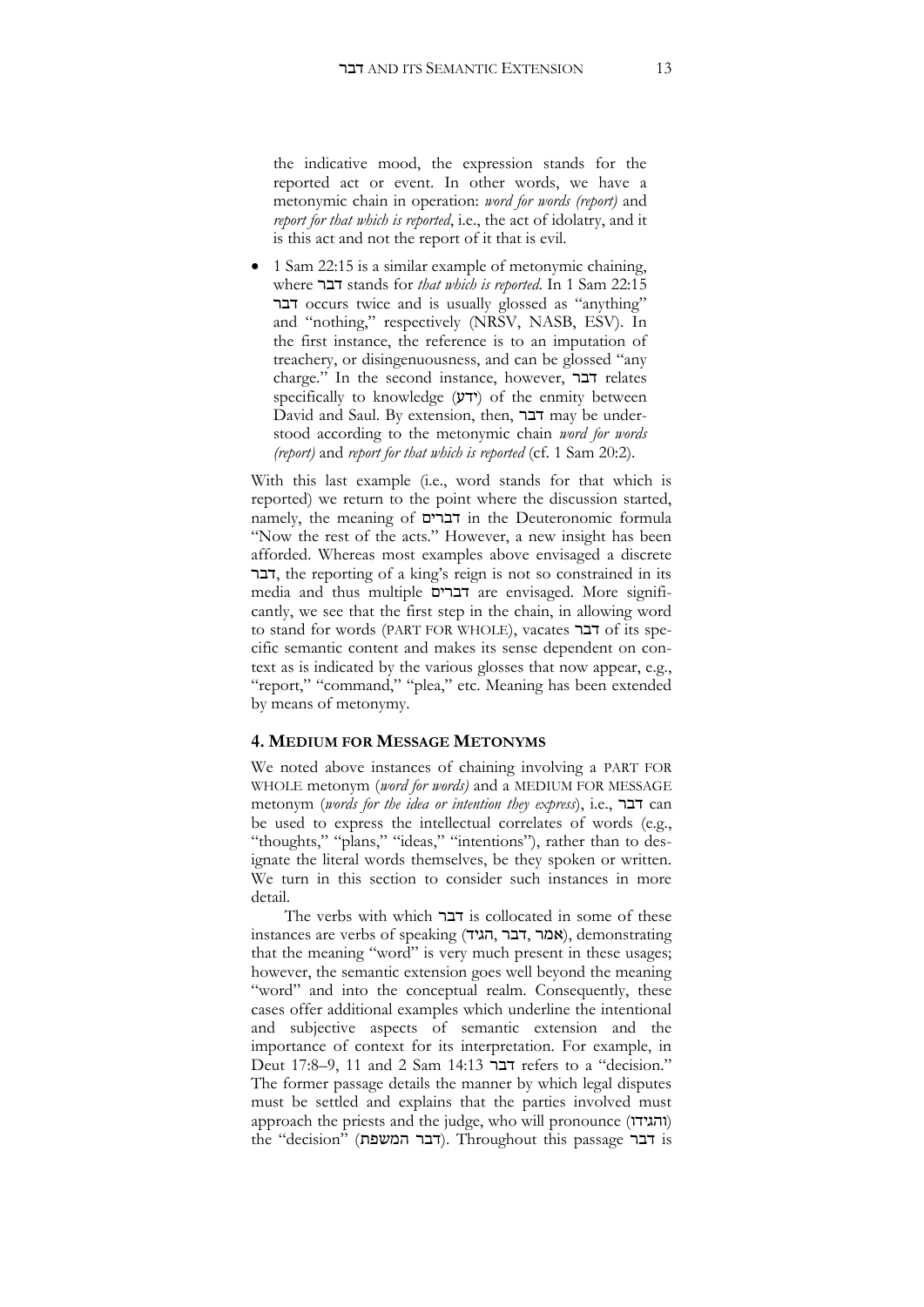the indicative mood, the expression stands for the reported act or event. In other words, we have a metonymic chain in operation: *word for words (report)* and *report for that which is reported*, i.e., the act of idolatry, and it is this act and not the report of it that is evil.

- 1 Sam 22:15 is a similar example of metonymic chaining, where דבר stands for *that which is reported*. In 1 Sam 22:15 דבר occurs twice and is usually glossed as "anything" and "nothing," respectively (NRSV, NASB, ESV). In the first instance, the reference is to an imputation of treachery, or disingenuousness, and can be glossed "any charge." In the second instance, however, דבר relates specifically to knowledge (ידע) of the enmity between David and Saul. By extension, then, דבר may be understood according to the metonymic chain *word for words (report)* and *report for that which is reported* (cf. 1 Sam 20:2).

With this last example (i.e., word stands for that which is reported) we return to the point where the discussion started, namely, the meaning of דברים in the Deuteronomic formula "Now the rest of the acts." However, a new insight has been afforded. Whereas most examples above envisaged a discrete דבר, the reporting of a king's reign is not so constrained in its media and thus multiple דברים are envisaged. More significantly, we see that the first step in the chain, in allowing word to stand for words (PART FOR WHOLE), vacates דבר of its specific semantic content and makes its sense dependent on context as is indicated by the various glosses that now appear, e.g., "report," "command," "plea," etc. Meaning has been extended by means of metonymy.

## 4. MEDIUM FOR MESSAGE METONYMS

We noted above instances of chaining involving a PART FOR WHOLE metonym (*word for words)* and a MEDIUM FOR MESSAGE metonym (*words for the idea or intention they express*), i.e., דבר can be used to express the intellectual correlates of words (e.g., "thoughts," "plans," "ideas," "intentions"), rather than to designate the literal words themselves, be they spoken or written. We turn in this section to consider such instances in more detail.

The verbs with which דבר is collocated in some of these instances are verbs of speaking (אמר, דבר, הגיד), demonstrating that the meaning "word" is very much present in these usages; however, the semantic extension goes well beyond the meaning "word" and into the conceptual realm. Consequently, these cases offer additional examples which underline the intentional and subjective aspects of semantic extension and the importance of context for its interpretation. For example, in Deut 17:8–9, 11 and 2 Sam 14:13 דבר refers to a "decision." The former passage details the manner by which legal disputes must be settled and explains that the parties involved must approach the priests and the judge, who will pronounce (והגידו) the "decision" (דבר המשפת). Throughout this passage דבר is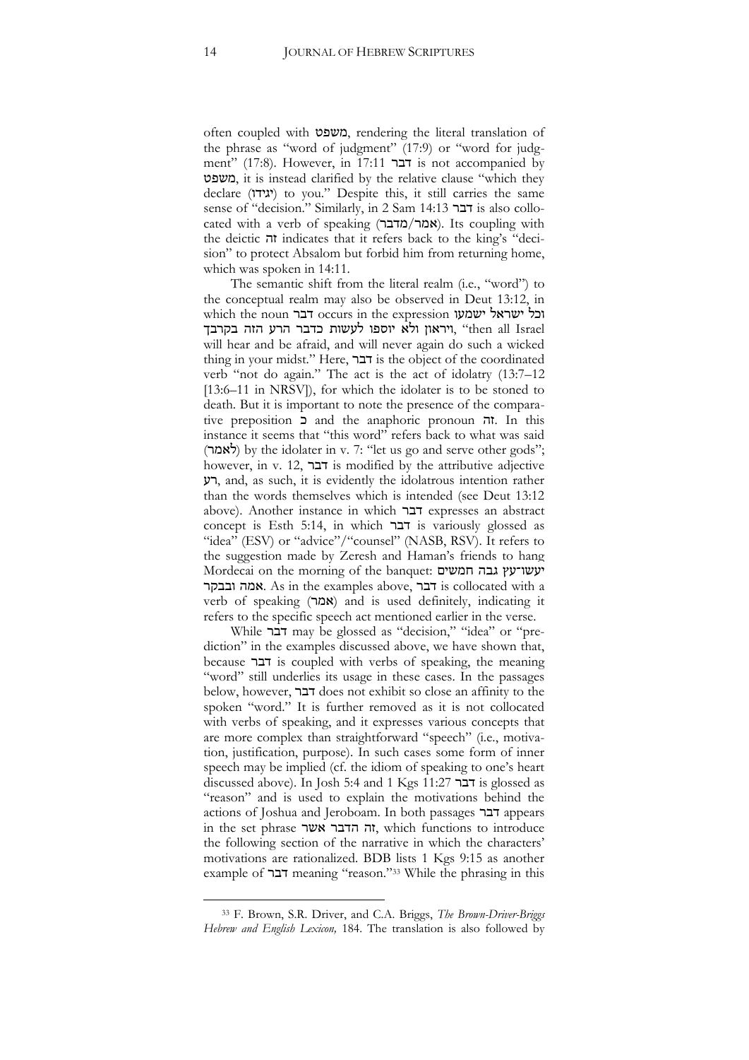often coupled with משפט, rendering the literal translation of the phrase as "word of judgment" (17:9) or "word for judgment" (17:8). However, in 17:11 דבר is not accompanied by משפט, it is instead clarified by the relative clause "which they declare (יגידו) to you." Despite this, it still carries the same sense of "decision." Similarly, in 2 Sam 14:13 דבר is also collocated with a verb of speaking (אמר/מדבר). Its coupling with the deictic זה indicates that it refers back to the king's "decision" to protect Absalom but forbid him from returning home, which was spoken in 14:11.

The semantic shift from the literal realm (i.e., "word") to the conceptual realm may also be observed in Deut 13:12, in which the noun דבר occurs in the expression וכל ישראל ישמעו ויראון ולא יוספו לעשות כדבר הרע הזה בקרבך, "then all Israel will hear and be afraid, and will never again do such a wicked thing in your midst." Here, דבר is the object of the coordinated verb "not do again." The act is the act of idolatry (13:7–12 [13:6–11 in NRSV]), for which the idolater is to be stoned to death. But it is important to note the presence of the comparative preposition כ and the anaphoric pronoun זה. In this instance it seems that "this word" refers back to what was said (לאמר) by the idolater in v. 7: "let us go and serve other gods"; however, in v. 12, דבר is modified by the attributive adjective רע, and, as such, it is evidently the idolatrous intention rather than the words themselves which is intended (see Deut 13:12 above). Another instance in which דבר expresses an abstract concept is Esth 5:14, in which דבר is variously glossed as "idea" (ESV) or "advice"/"counsel" (NASB, RSV). It refers to the suggestion made by Zeresh and Haman's friends to hang Mordecai on the morning of the banquet: יעשו־עץ גבה חמשים אמה ובבקר. As in the examples above, דבר is collocated with a verb of speaking (אמר) and is used definitely, indicating it refers to the specific speech act mentioned earlier in the verse.

While דבר may be glossed as "decision," "idea" or "prediction" in the examples discussed above, we have shown that, because דבר is coupled with verbs of speaking, the meaning "word" still underlies its usage in these cases. In the passages below, however, דבר does not exhibit so close an affinity to the spoken "word." It is further removed as it is not collocated with verbs of speaking, and it expresses various concepts that are more complex than straightforward "speech" (i.e., motivation, justification, purpose). In such cases some form of inner speech may be implied (cf. the idiom of speaking to one's heart discussed above). In Josh 5:4 and 1 Kgs 11:27 דבר is glossed as "reason" and is used to explain the motivations behind the actions of Joshua and Jeroboam. In both passages דבר appears in the set phrase זה הדבר אשר, which functions to introduce the following section of the narrative in which the characters' motivations are rationalized. BDB lists 1 Kgs 9:15 as another example of דבר meaning "reason."[33] While the phrasing in this

[33] F. Brown, S.R. Driver, and C.A. Briggs, *The Brown-Driver-Briggs Hebrew and English Lexicon,* 184. The translation is also followed by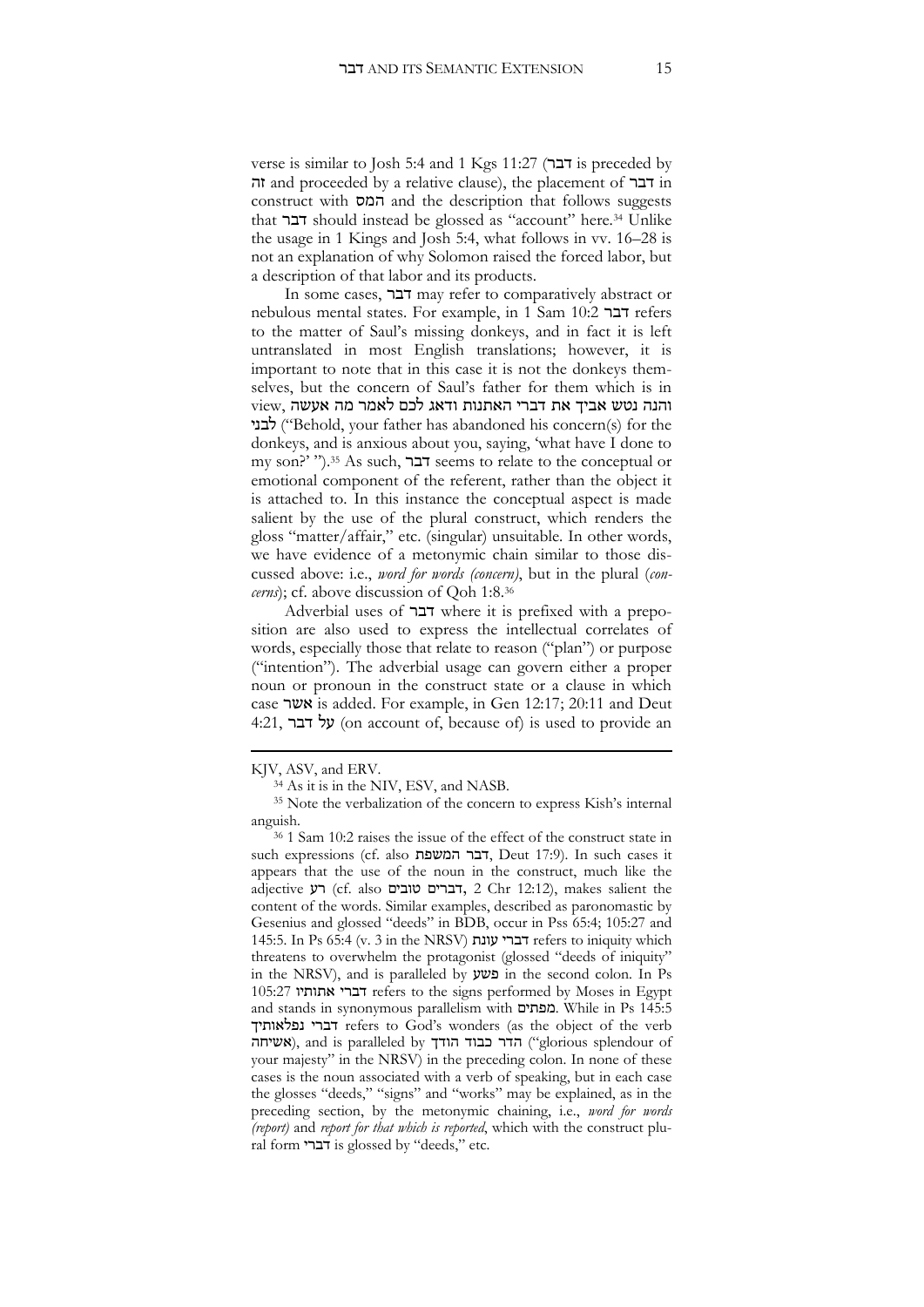verse is similar to Josh 5:4 and 1 Kgs 11:27 (דבר is preceded by זה and proceeded by a relative clause), the placement of דבר in construct with המס and the description that follows suggests that דבר should instead be glossed as "account" here.[34] Unlike the usage in 1 Kings and Josh 5:4, what follows in vv. 16–28 is not an explanation of why Solomon raised the forced labor, but a description of that labor and its products.

In some cases, דבר may refer to comparatively abstract or nebulous mental states. For example, in 1 Sam 10:2 דבר refers to the matter of Saul's missing donkeys, and in fact it is left untranslated in most English translations; however, it is important to note that in this case it is not the donkeys themselves, but the concern of Saul's father for them which is in view, והנה נטש אביך את דברי האתנות ודאג לכם לאמר מה אעשה לבני ("Behold, your father has abandoned his concern(s) for the donkeys, and is anxious about you, saying, 'what have I done to my son?' ").[35] As such, דבר seems to relate to the conceptual or emotional component of the referent, rather than the object it is attached to. In this instance the conceptual aspect is made salient by the use of the plural construct, which renders the gloss "matter/affair," etc. (singular) unsuitable. In other words, we have evidence of a metonymic chain similar to those discussed above: i.e., *word for words (concern)*, but in the plural (*concerns*); cf. above discussion of Qoh 1:8.[36]

Adverbial uses of דבר where it is prefixed with a preposition are also used to express the intellectual correlates of words, especially those that relate to reason ("plan") or purpose ("intention"). The adverbial usage can govern either a proper noun or pronoun in the construct state or a clause in which case אשר is added. For example, in Gen 12:17; 20:11 and Deut 4:21, על דבר (on account of, because of) is used to provide an

---

KJV, ASV, and ERV.

[34] As it is in the NIV, ESV, and NASB.

[35] Note the verbalization of the concern to express Kish's internal anguish.

[36] 1 Sam 10:2 raises the issue of the effect of the construct state in such expressions (cf. also דבר המשפט, Deut 17:9). In such cases it appears that the use of the noun in the construct, much like the adjective רע (cf. also דברים טובים, 2 Chr 12:12), makes salient the content of the words. Similar examples, described as paronomastic by Gesenius and glossed "deeds" in BDB, occur in Pss 65:4; 105:27 and 145:5. In Ps 65:4 (v. 3 in the NRSV) דברי עונת refers to iniquity which threatens to overwhelm the protagonist (glossed "deeds of iniquity" in the NRSV), and is paralleled by פשע in the second colon. In Ps 105:27 דברי אתותיו refers to the signs performed by Moses in Egypt and stands in synonymous parallelism with מפתים. While in Ps 145:5 דברי נפלאותיך refers to God's wonders (as the object of the verb אשיחה), and is paralleled by הדר כבוד הודך ("glorious splendour of your majesty" in the NRSV) in the preceding colon. In none of these cases is the noun associated with a verb of speaking, but in each case the glosses "deeds," "signs" and "works" may be explained, as in the preceding section, by the metonymic chaining, i.e., *word for words (report)* and *report for that which is reported*, which with the construct plural form דברי is glossed by "deeds," etc.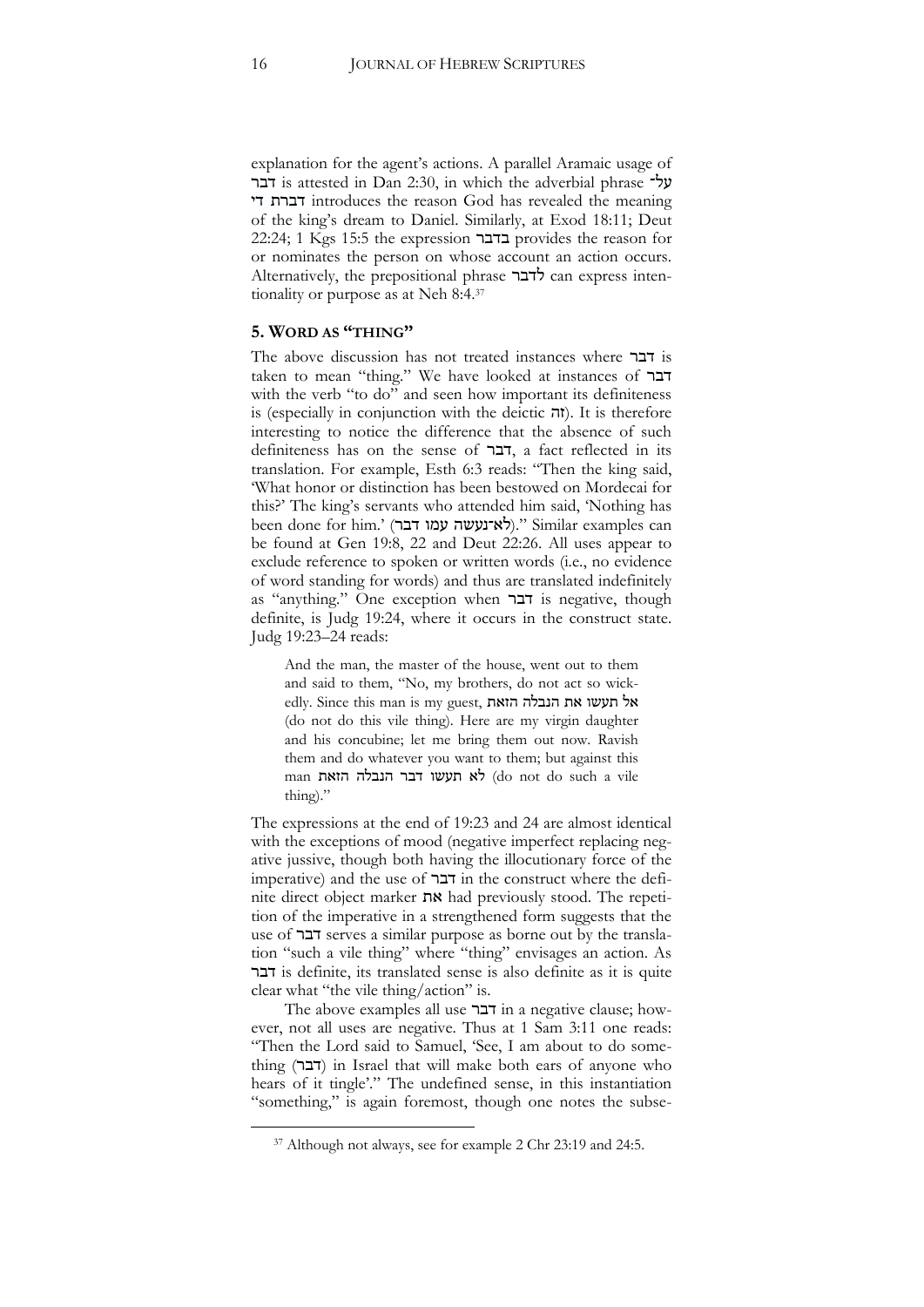explanation for the agent's actions. A parallel Aramaic usage of דבר is attested in Dan 2:30, in which the adverbial phrase על־דברת די introduces the reason God has revealed the meaning of the king's dream to Daniel. Similarly, at Exod 18:11; Deut 22:24; 1 Kgs 15:5 the expression בדבר provides the reason for or nominates the person on whose account an action occurs. Alternatively, the prepositional phrase לדבר can express intentionality or purpose as at Neh 8:4.[37]

## 5. WORD AS "THING"

The above discussion has not treated instances where דבר is taken to mean "thing." We have looked at instances of דבר with the verb "to do" and seen how important its definiteness is (especially in conjunction with the deictic זה). It is therefore interesting to notice the difference that the absence of such definiteness has on the sense of דבר, a fact reflected in its translation. For example, Esth 6:3 reads: "Then the king said, 'What honor or distinction has been bestowed on Mordecai for this?' The king's servants who attended him said, 'Nothing has been done for him.' (לא־נעשה עמו דבר)." Similar examples can be found at Gen 19:8, 22 and Deut 22:26. All uses appear to exclude reference to spoken or written words (i.e., no evidence of word standing for words) and thus are translated indefinitely as "anything." One exception when דבר is negative, though definite, is Judg 19:24, where it occurs in the construct state. Judg 19:23–24 reads:

> And the man, the master of the house, went out to them and said to them, "No, my brothers, do not act so wickedly. Since this man is my guest, אל תעשו את הנבלה הזאת (do not do this vile thing). Here are my virgin daughter and his concubine; let me bring them out now. Ravish them and do whatever you want to them; but against this man לא תעשו דבר הנבלה הזאת (do not do such a vile thing)."

The expressions at the end of 19:23 and 24 are almost identical with the exceptions of mood (negative imperfect replacing negative jussive, though both having the illocutionary force of the imperative) and the use of דבר in the construct where the definite direct object marker את had previously stood. The repetition of the imperative in a strengthened form suggests that the use of דבר serves a similar purpose as borne out by the translation "such a vile thing" where "thing" envisages an action. As דבר is definite, its translated sense is also definite as it is quite clear what "the vile thing/action" is.

The above examples all use דבר in a negative clause; however, not all uses are negative. Thus at 1 Sam 3:11 one reads: "Then the Lord said to Samuel, 'See, I am about to do something (דבר) in Israel that will make both ears of anyone who hears of it tingle'." The undefined sense, in this instantiation "something," is again foremost, though one notes the subse-

[37] Although not always, see for example 2 Chr 23:19 and 24:5.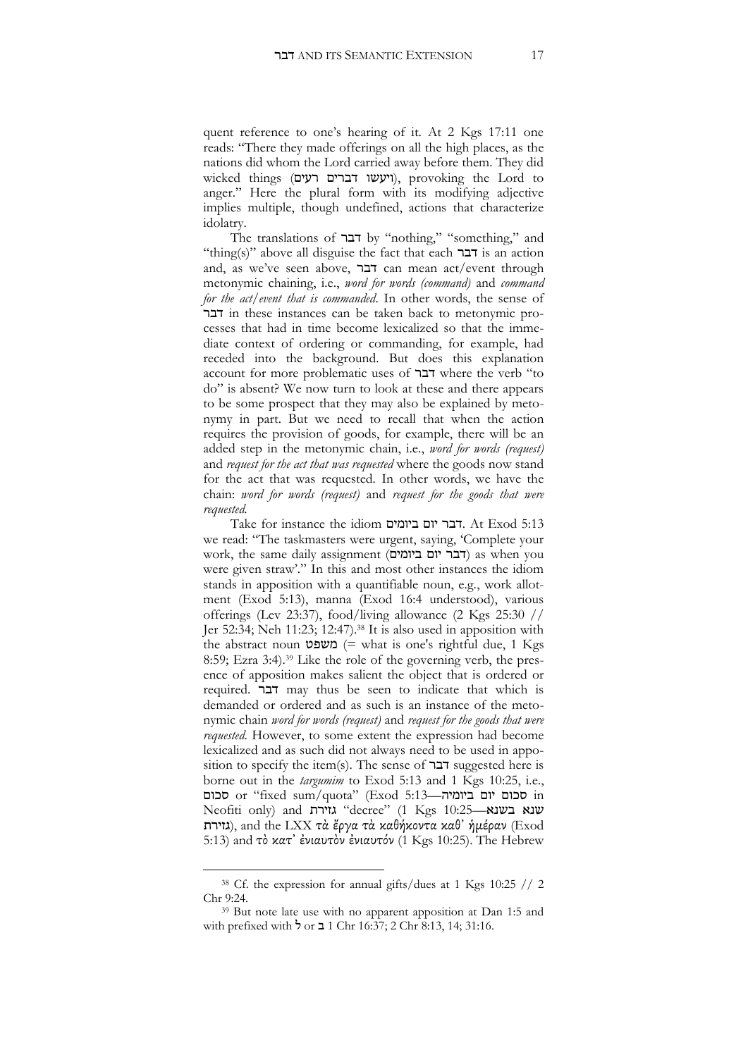quent reference to one's hearing of it. At 2 Kgs 17:11 one reads: "There they made offerings on all the high places, as the nations did whom the Lord carried away before them. They did wicked things (ויעשו דברים רעים), provoking the Lord to anger." Here the plural form with its modifying adjective implies multiple, though undefined, actions that characterize idolatry.

The translations of דבר by "nothing," "something," and "thing(s)" above all disguise the fact that each דבר is an action and, as we've seen above, דבר can mean act/event through metonymic chaining, i.e., *word for words (command)* and *command for the act/event that is commanded*. In other words, the sense of דבר in these instances can be taken back to metonymic processes that had in time become lexicalized so that the immediate context of ordering or commanding, for example, had receded into the background. But does this explanation account for more problematic uses of דבר where the verb "to do" is absent? We now turn to look at these and there appears to be some prospect that they may also be explained by metonymy in part. But we need to recall that when the action requires the provision of goods, for example, there will be an added step in the metonymic chain, i.e., *word for words (request)* and *request for the act that was requested* where the goods now stand for the act that was requested. In other words, we have the chain: *word for words (request)* and *request for the goods that were requested.*

Take for instance the idiom דבר יום ביומים. At Exod 5:13 we read: "The taskmasters were urgent, saying, 'Complete your work, the same daily assignment (דבר יום ביומים) as when you were given straw'." In this and most other instances the idiom stands in apposition with a quantifiable noun, e.g., work allotment (Exod 5:13), manna (Exod 16:4 understood), various offerings (Lev 23:37), food/living allowance (2 Kgs 25:30 // Jer 52:34; Neh 11:23; 12:47).[38] It is also used in apposition with the abstract noun משפט (= what is one's rightful due, 1 Kgs 8:59; Ezra 3:4).[39] Like the role of the governing verb, the presence of apposition makes salient the object that is ordered or required. דבר may thus be seen to indicate that which is demanded or ordered and as such is an instance of the metonymic chain *word for words (request)* and *request for the goods that were requested.* However, to some extent the expression had become lexicalized and as such did not always need to be used in apposition to specify the item(s). The sense of דבר suggested here is borne out in the *targumim* to Exod 5:13 and 1 Kgs 10:25, i.e., סכום or "fixed sum/quota" (Exod 5:13—סכום יום ביומיה in Neofiti only) and גזירת "decree" (1 Kgs 10:25—גזירת שנא בשנא), and the LXX τὰ ἔργα τὰ καθήκοντα καθ' ἡμέραν (Exod 5:13) and τὸ κατ' ἐνιαυτὸν ἐνιαυτόν (1 Kgs 10:25). The Hebrew

---

[38] Cf. the expression for annual gifts/dues at 1 Kgs 10:25 // 2 Chr 9:24.

[39] But note late use with no apparent apposition at Dan 1:5 and with prefixed with ל or ב 1 Chr 16:37; 2 Chr 8:13, 14; 31:16.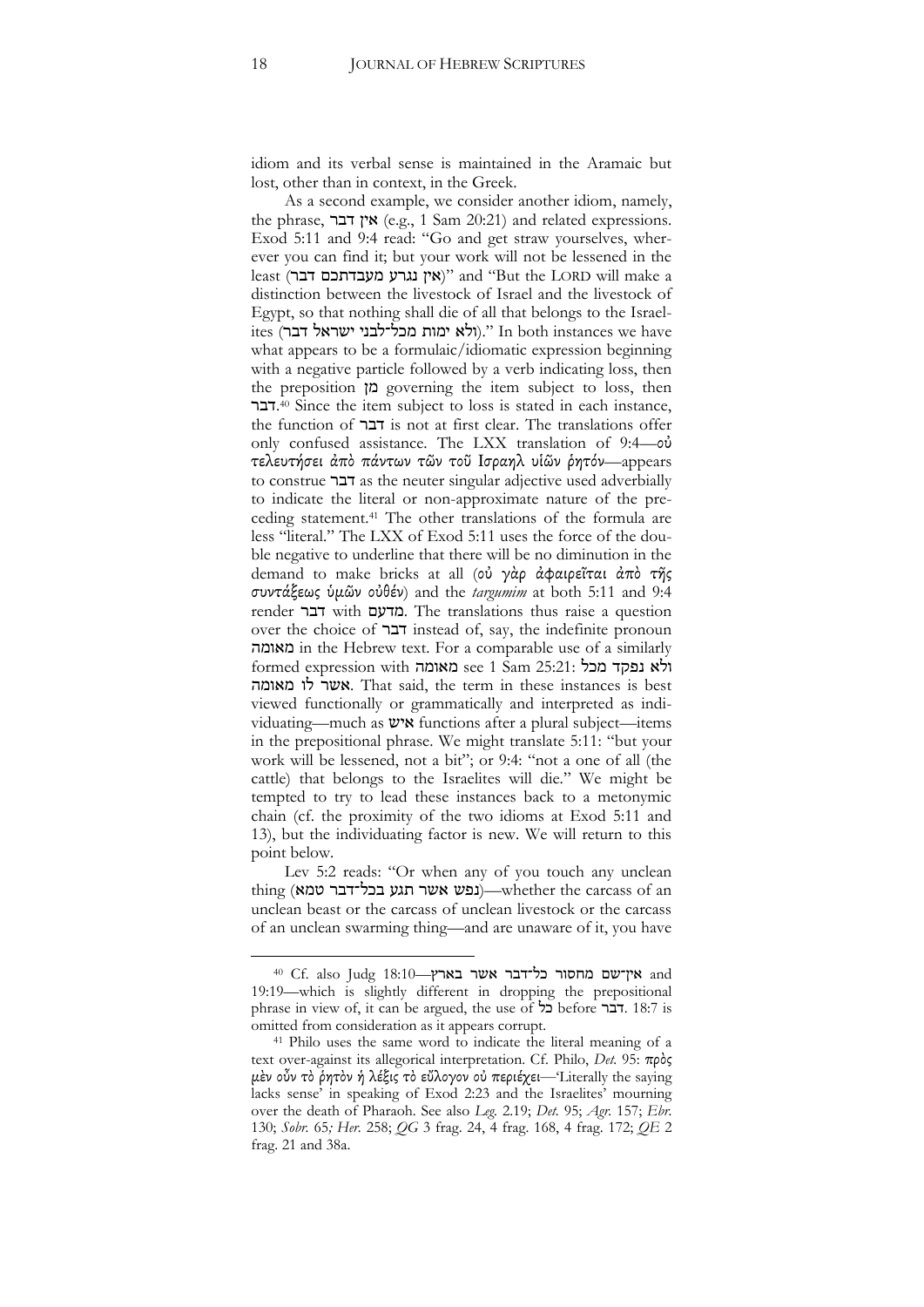idiom and its verbal sense is maintained in the Aramaic but lost, other than in context, in the Greek.

As a second example, we consider another idiom, namely, the phrase, אין דבר (e.g., 1 Sam 20:21) and related expressions. Exod 5:11 and 9:4 read: "Go and get straw yourselves, wherever you can find it; but your work will not be lessened in the least (אין נגרע מעבדתכם דבר)" and "But the LORD will make a distinction between the livestock of Israel and the livestock of Egypt, so that nothing shall die of all that belongs to the Israelites (ולא ימות מכל־לבני ישראל דבר)." In both instances we have what appears to be a formulaic/idiomatic expression beginning with a negative particle followed by a verb indicating loss, then the preposition מן governing the item subject to loss, then דבר.[40] Since the item subject to loss is stated in each instance, the function of דבר is not at first clear. The translations offer only confused assistance. The LXX translation of 9:4—*οὐ τελευτήσει ἀπὸ πάντων τῶν τοῦ Ισραηλ υἱῶν ῥητόν*—appears to construe דבר as the neuter singular adjective used adverbially to indicate the literal or non-approximate nature of the preceding statement.[41] The other translations of the formula are less "literal." The LXX of Exod 5:11 uses the force of the double negative to underline that there will be no diminution in the demand to make bricks at all (*οὐ γὰρ ἀφαιρεῖται ἀπὸ τῆς συντάξεως ὑμῶν οὐθέν*) and the *targumim* at both 5:11 and 9:4 render דבר with מדעם. The translations thus raise a question over the choice of דבר instead of, say, the indefinite pronoun מאומה in the Hebrew text. For a comparable use of a similarly formed expression with מאומה see 1 Sam 25:21: ולא נפקד מכל אשר לו מאומה. That said, the term in these instances is best viewed functionally or grammatically and interpreted as individuating—much as איש functions after a plural subject—items in the prepositional phrase. We might translate 5:11: "but your work will be lessened, not a bit"; or 9:4: "not a one of all (the cattle) that belongs to the Israelites will die." We might be tempted to try to lead these instances back to a metonymic chain (cf. the proximity of the two idioms at Exod 5:11 and 13), but the individuating factor is new. We will return to this point below.

Lev 5:2 reads: "Or when any of you touch any unclean thing (נפש אשר תגע בכל־דבר טמא)—whether the carcass of an unclean beast or the carcass of unclean livestock or the carcass of an unclean swarming thing—and are unaware of it, you have

---

[40] Cf. also Judg 18:10—אין־שם מחסור כל־דבר אשר בארץ and 19:19—which is slightly different in dropping the prepositional phrase in view of, it can be argued, the use of כל before דבר. 18:7 is omitted from consideration as it appears corrupt.

[41] Philo uses the same word to indicate the literal meaning of a text over-against its allegorical interpretation. Cf. Philo, *Det.* 95: πρὸς μὲν οὖν τὸ ῥητὸν ἡ λέξις τὸ εὔλογον οὐ περιέχει—'Literally the saying lacks sense' in speaking of Exod 2:23 and the Israelites' mourning over the death of Pharaoh. See also *Leg.* 2.19; *Det.* 95; *Agr.* 157; *Ebr.* 130; *Sobr.* 65*; Her.* 258; *QG* 3 frag. 24, 4 frag. 168, 4 frag. 172; *QE* 2 frag. 21 and 38a.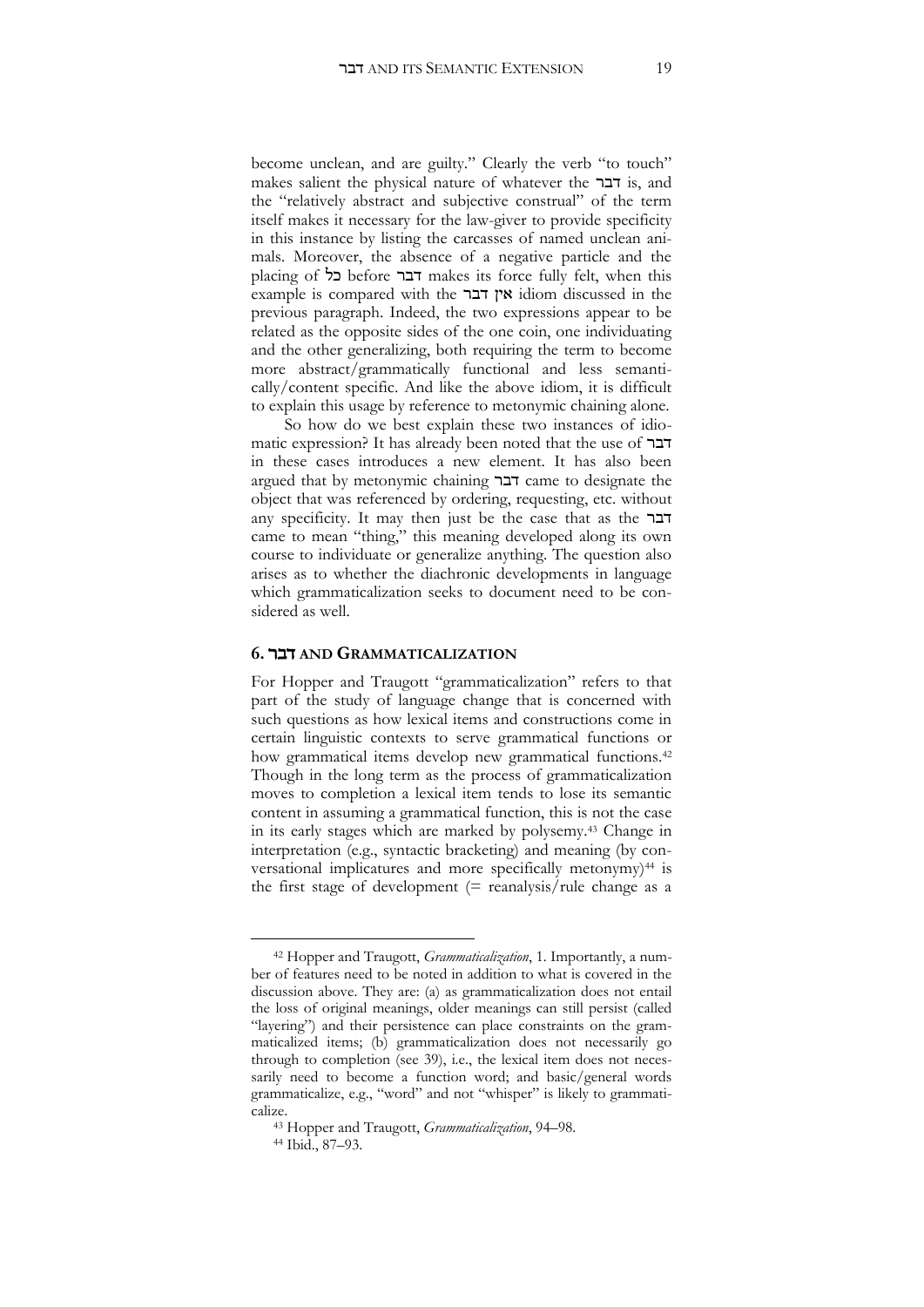become unclean, and are guilty." Clearly the verb "to touch" makes salient the physical nature of whatever the דבר is, and the "relatively abstract and subjective construal" of the term itself makes it necessary for the law-giver to provide specificity in this instance by listing the carcasses of named unclean animals. Moreover, the absence of a negative particle and the placing of כל before דבר makes its force fully felt, when this example is compared with the אין דבר idiom discussed in the previous paragraph. Indeed, the two expressions appear to be related as the opposite sides of the one coin, one individuating and the other generalizing, both requiring the term to become more abstract/grammatically functional and less semantically/content specific. And like the above idiom, it is difficult to explain this usage by reference to metonymic chaining alone.

So how do we best explain these two instances of idiomatic expression? It has already been noted that the use of דבר in these cases introduces a new element. It has also been argued that by metonymic chaining דבר came to designate the object that was referenced by ordering, requesting, etc. without any specificity. It may then just be the case that as the דבר came to mean "thing," this meaning developed along its own course to individuate or generalize anything. The question also arises as to whether the diachronic developments in language which grammaticalization seeks to document need to be considered as well.

## 6. דבר AND GRAMMATICALIZATION

For Hopper and Traugott "grammaticalization" refers to that part of the study of language change that is concerned with such questions as how lexical items and constructions come in certain linguistic contexts to serve grammatical functions or how grammatical items develop new grammatical functions.[42] Though in the long term as the process of grammaticalization moves to completion a lexical item tends to lose its semantic content in assuming a grammatical function, this is not the case in its early stages which are marked by polysemy.[43] Change in interpretation (e.g., syntactic bracketing) and meaning (by conversational implicatures and more specifically metonymy)[44] is the first stage of development (= reanalysis/rule change as a

---

[42] Hopper and Traugott, *Grammaticalization*, 1. Importantly, a number of features need to be noted in addition to what is covered in the discussion above. They are: (a) as grammaticalization does not entail the loss of original meanings, older meanings can still persist (called "layering") and their persistence can place constraints on the grammaticalized items; (b) grammaticalization does not necessarily go through to completion (see 39), i.e., the lexical item does not necessarily need to become a function word; and basic/general words grammaticalize, e.g., "word" and not "whisper" is likely to grammaticalize.

[43] Hopper and Traugott, *Grammaticalization*, 94–98.

[44] Ibid., 87–93.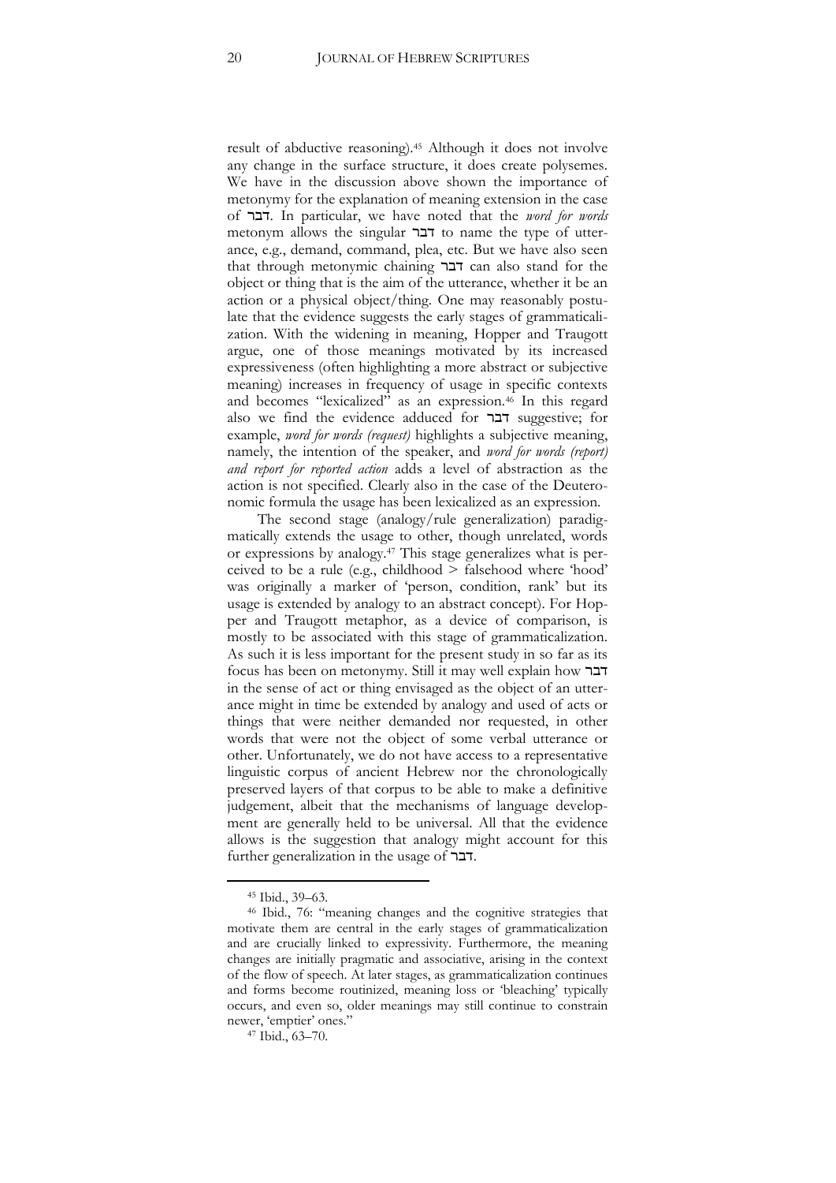result of abductive reasoning).[45] Although it does not involve any change in the surface structure, it does create polysemes. We have in the discussion above shown the importance of metonymy for the explanation of meaning extension in the case of דבר. In particular, we have noted that the *word for words* metonym allows the singular דבר to name the type of utterance, e.g., demand, command, plea, etc. But we have also seen that through metonymic chaining דבר can also stand for the object or thing that is the aim of the utterance, whether it be an action or a physical object/thing. One may reasonably postulate that the evidence suggests the early stages of grammaticalization. With the widening in meaning, Hopper and Traugott argue, one of those meanings motivated by its increased expressiveness (often highlighting a more abstract or subjective meaning) increases in frequency of usage in specific contexts and becomes "lexicalized" as an expression.[46] In this regard also we find the evidence adduced for דבר suggestive; for example, *word for words (request)* highlights a subjective meaning, namely, the intention of the speaker, and *word for words (report) and report for reported action* adds a level of abstraction as the action is not specified. Clearly also in the case of the Deuteronomic formula the usage has been lexicalized as an expression.

The second stage (analogy/rule generalization) paradigmatically extends the usage to other, though unrelated, words or expressions by analogy.[47] This stage generalizes what is perceived to be a rule (e.g., childhood > falsehood where 'hood' was originally a marker of 'person, condition, rank' but its usage is extended by analogy to an abstract concept). For Hopper and Traugott metaphor, as a device of comparison, is mostly to be associated with this stage of grammaticalization. As such it is less important for the present study in so far as its focus has been on metonymy. Still it may well explain how דבר in the sense of act or thing envisaged as the object of an utterance might in time be extended by analogy and used of acts or things that were neither demanded nor requested, in other words that were not the object of some verbal utterance or other. Unfortunately, we do not have access to a representative linguistic corpus of ancient Hebrew nor the chronologically preserved layers of that corpus to be able to make a definitive judgement, albeit that the mechanisms of language development are generally held to be universal. All that the evidence allows is the suggestion that analogy might account for this further generalization in the usage of דבר.

---

[45] Ibid., 39–63.

[46] Ibid., 76: "meaning changes and the cognitive strategies that motivate them are central in the early stages of grammaticalization and are crucially linked to expressivity. Furthermore, the meaning changes are initially pragmatic and associative, arising in the context of the flow of speech. At later stages, as grammaticalization continues and forms become routinized, meaning loss or 'bleaching' typically occurs, and even so, older meanings may still continue to constrain newer, 'emptier' ones."

[47] Ibid., 63–70.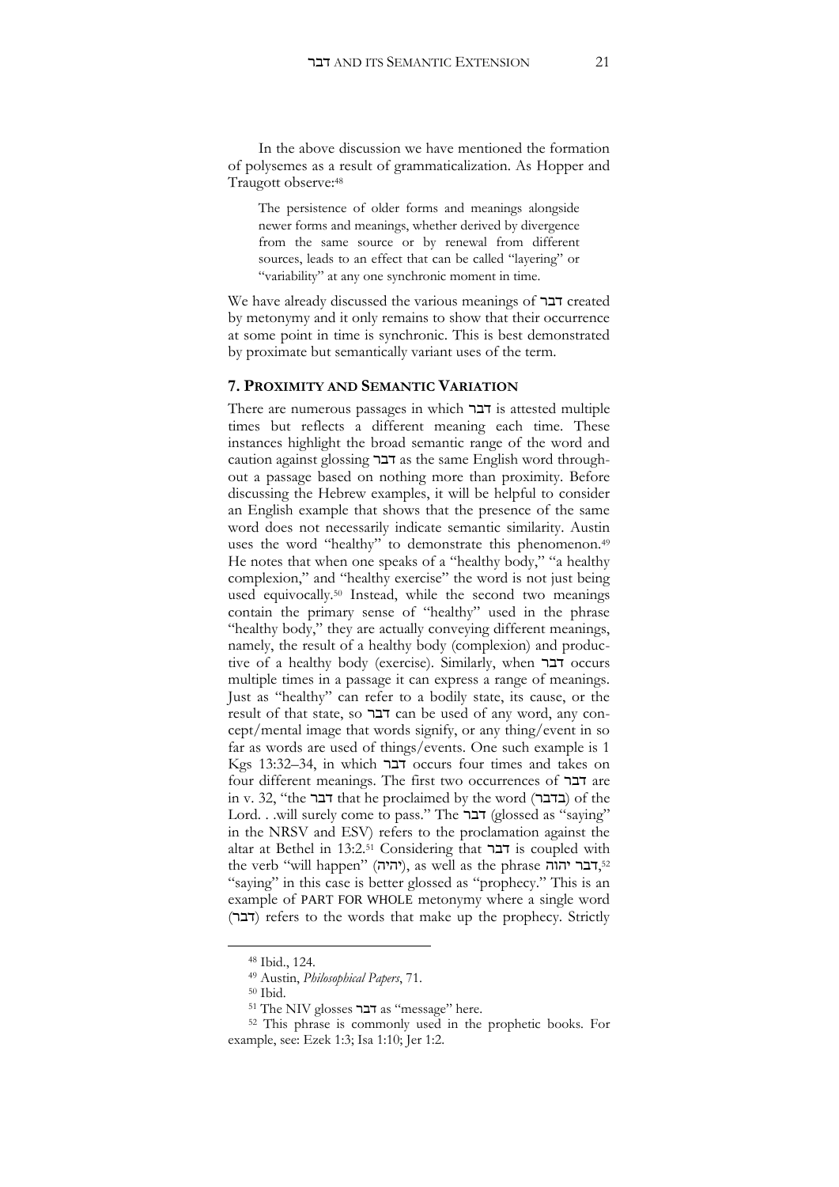In the above discussion we have mentioned the formation of polysemes as a result of grammaticalization. As Hopper and Traugott observe:[48]

> The persistence of older forms and meanings alongside newer forms and meanings, whether derived by divergence from the same source or by renewal from different sources, leads to an effect that can be called "layering" or "variability" at any one synchronic moment in time.

We have already discussed the various meanings of דבר created by metonymy and it only remains to show that their occurrence at some point in time is synchronic. This is best demonstrated by proximate but semantically variant uses of the term.

## 7. Proximity and Semantic Variation

There are numerous passages in which דבר is attested multiple times but reflects a different meaning each time. These instances highlight the broad semantic range of the word and caution against glossing דבר as the same English word throughout a passage based on nothing more than proximity. Before discussing the Hebrew examples, it will be helpful to consider an English example that shows that the presence of the same word does not necessarily indicate semantic similarity. Austin uses the word "healthy" to demonstrate this phenomenon.[49] He notes that when one speaks of a "healthy body," "a healthy complexion," and "healthy exercise" the word is not just being used equivocally.[50] Instead, while the second two meanings contain the primary sense of "healthy" used in the phrase "healthy body," they are actually conveying different meanings, namely, the result of a healthy body (complexion) and productive of a healthy body (exercise). Similarly, when דבר occurs multiple times in a passage it can express a range of meanings. Just as "healthy" can refer to a bodily state, its cause, or the result of that state, so דבר can be used of any word, any concept/mental image that words signify, or any thing/event in so far as words are used of things/events. One such example is 1 Kgs 13:32–34, in which דבר occurs four times and takes on four different meanings. The first two occurrences of דבר are in v. 32, "the דבר that he proclaimed by the word (בדבר) of the Lord. . .will surely come to pass." The דבר (glossed as "saying" in the NRSV and ESV) refers to the proclamation against the altar at Bethel in 13:2.[51] Considering that דבר is coupled with the verb "will happen" (יהיה), as well as the phrase דבר יהוה,[52] "saying" in this case is better glossed as "prophecy." This is an example of PART FOR WHOLE metonymy where a single word (דבר) refers to the words that make up the prophecy. Strictly

---

[48] Ibid., 124.

[49] Austin, *Philosophical Papers*, 71.

[50] Ibid.

[51] The NIV glosses דבר as "message" here.

[52] This phrase is commonly used in the prophetic books. For example, see: Ezek 1:3; Isa 1:10; Jer 1:2.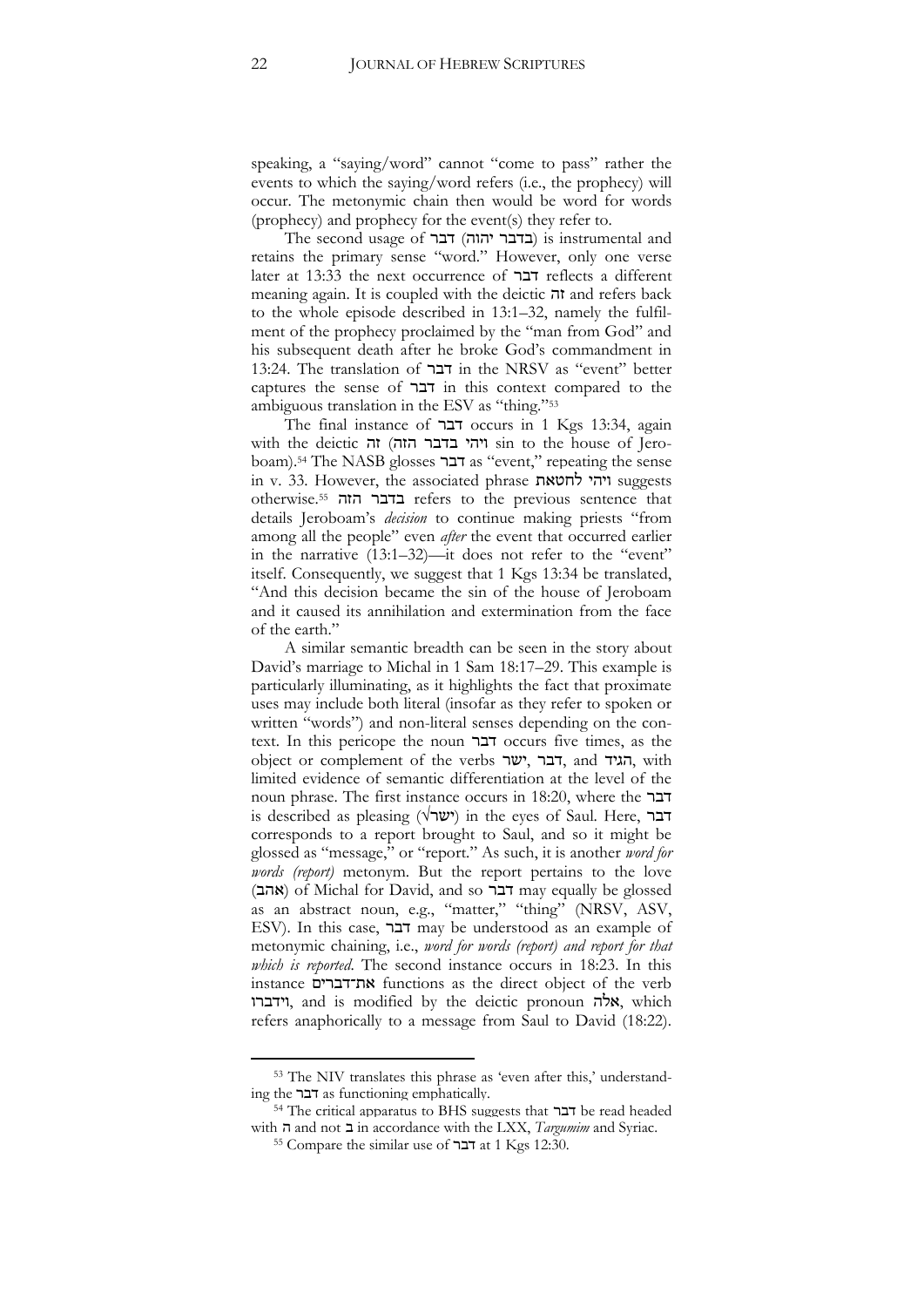speaking, a "saying/word" cannot "come to pass" rather the events to which the saying/word refers (i.e., the prophecy) will occur. The metonymic chain then would be word for words (prophecy) and prophecy for the event(s) they refer to.

The second usage of דבר (בדבר יהוה) is instrumental and retains the primary sense "word." However, only one verse later at 13:33 the next occurrence of דבר reflects a different meaning again. It is coupled with the deictic זה and refers back to the whole episode described in 13:1–32, namely the fulfilment of the prophecy proclaimed by the "man from God" and his subsequent death after he broke God's commandment in 13:24. The translation of דבר in the NRSV as "event" better captures the sense of דבר in this context compared to the ambiguous translation in the ESV as "thing."[53]

The final instance of דבר occurs in 1 Kgs 13:34, again with the deictic זה (ויהי בדבר הזה sin to the house of Jeroboam).[54] The NASB glosses דבר as "event," repeating the sense in v. 33. However, the associated phrase ויהי לחטאת suggests otherwise.[55] בדבר הזה refers to the previous sentence that details Jeroboam's *decision* to continue making priests "from among all the people" even *after* the event that occurred earlier in the narrative (13:1–32)—it does not refer to the "event" itself. Consequently, we suggest that 1 Kgs 13:34 be translated, "And this decision became the sin of the house of Jeroboam and it caused its annihilation and extermination from the face of the earth."

A similar semantic breadth can be seen in the story about David's marriage to Michal in 1 Sam 18:17–29. This example is particularly illuminating, as it highlights the fact that proximate uses may include both literal (insofar as they refer to spoken or written "words") and non-literal senses depending on the context. In this pericope the noun דבר occurs five times, as the object or complement of the verbs ישר, דבר, and הגיד, with limited evidence of semantic differentiation at the level of the noun phrase. The first instance occurs in 18:20, where the דבר is described as pleasing (√ישר) in the eyes of Saul. Here, דבר corresponds to a report brought to Saul, and so it might be glossed as "message," or "report." As such, it is another *word for words (report)* metonym. But the report pertains to the love (אהב) of Michal for David, and so דבר may equally be glossed as an abstract noun, e.g., "matter," "thing" (NRSV, ASV, ESV). In this case, דבר may be understood as an example of metonymic chaining, i.e., *word for words (report) and report for that which is reported*. The second instance occurs in 18:23. In this instance את־דברים functions as the direct object of the verb וידברו, and is modified by the deictic pronoun אלה, which refers anaphorically to a message from Saul to David (18:22).

---

[53] The NIV translates this phrase as 'even after this,' understanding the דבר as functioning emphatically.

[54] The critical apparatus to BHS suggests that דבר be read headed with ה and not ב in accordance with the LXX, *Targumim* and Syriac.

[55] Compare the similar use of דבר at 1 Kgs 12:30.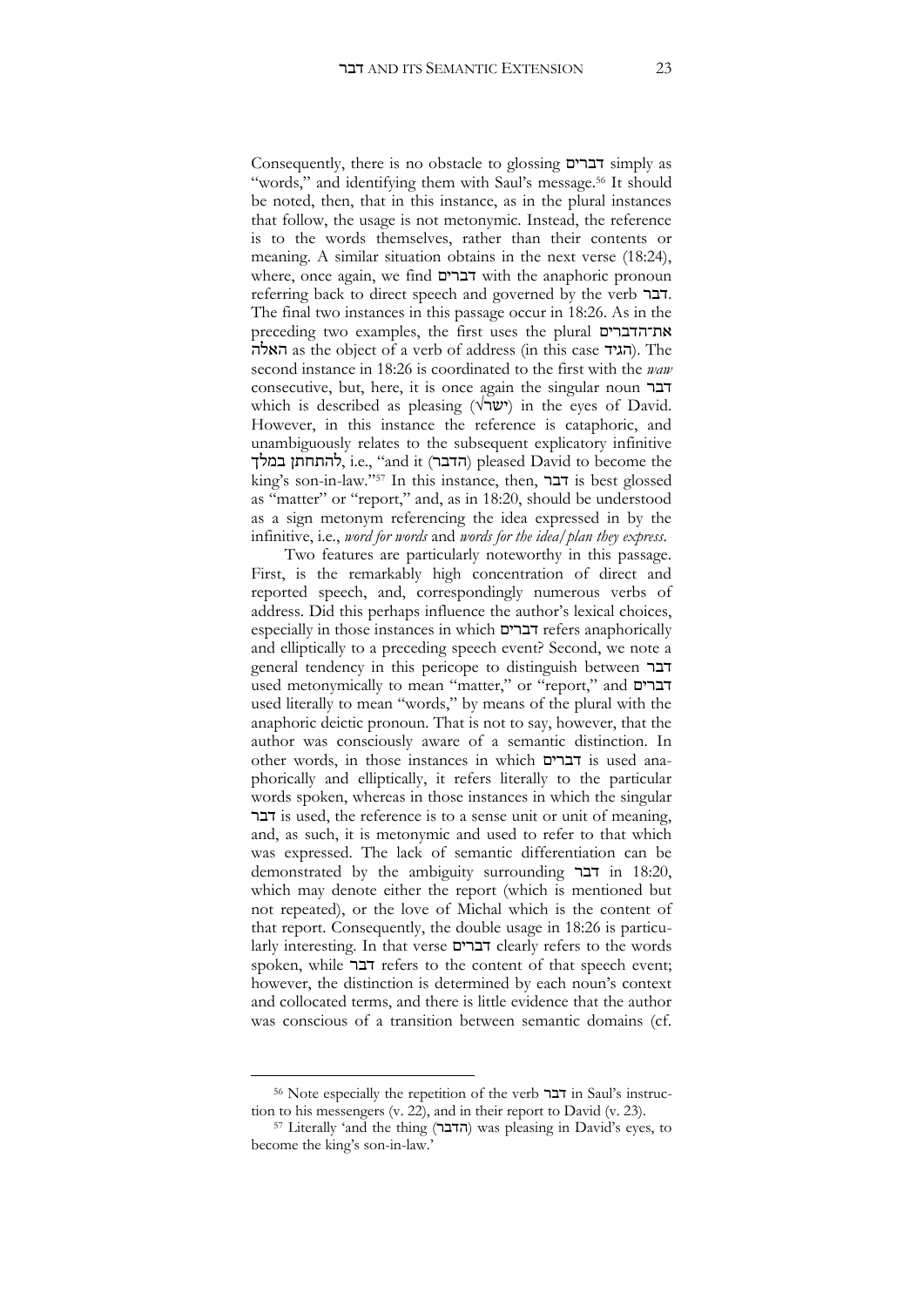Consequently, there is no obstacle to glossing דברים simply as "words," and identifying them with Saul's message.[56] It should be noted, then, that in this instance, as in the plural instances that follow, the usage is not metonymic. Instead, the reference is to the words themselves, rather than their contents or meaning. A similar situation obtains in the next verse (18:24), where, once again, we find דברים with the anaphoric pronoun referring back to direct speech and governed by the verb דבר. The final two instances in this passage occur in 18:26. As in the preceding two examples, the first uses the plural את־הדברים האלה as the object of a verb of address (in this case הגיד). The second instance in 18:26 is coordinated to the first with the *waw* consecutive, but, here, it is once again the singular noun דבר which is described as pleasing (√ישר) in the eyes of David. However, in this instance the reference is cataphoric, and unambiguously relates to the subsequent explicatory infinitive להתחתן במלך, i.e., "and it (הדבר) pleased David to become the king's son-in-law."[57] In this instance, then, דבר is best glossed as "matter" or "report," and, as in 18:20, should be understood as a sign metonym referencing the idea expressed in by the infinitive, i.e., *word for words* and *words for the idea/plan they express*.

Two features are particularly noteworthy in this passage. First, is the remarkably high concentration of direct and reported speech, and, correspondingly numerous verbs of address. Did this perhaps influence the author's lexical choices, especially in those instances in which דברים refers anaphorically and elliptically to a preceding speech event? Second, we note a general tendency in this pericope to distinguish between דבר used metonymically to mean "matter," or "report," and דברים used literally to mean "words," by means of the plural with the anaphoric deictic pronoun. That is not to say, however, that the author was consciously aware of a semantic distinction. In other words, in those instances in which דברים is used anaphorically and elliptically, it refers literally to the particular words spoken, whereas in those instances in which the singular דבר is used, the reference is to a sense unit or unit of meaning, and, as such, it is metonymic and used to refer to that which was expressed. The lack of semantic differentiation can be demonstrated by the ambiguity surrounding דבר in 18:20, which may denote either the report (which is mentioned but not repeated), or the love of Michal which is the content of that report. Consequently, the double usage in 18:26 is particularly interesting. In that verse דברים clearly refers to the words spoken, while דבר refers to the content of that speech event; however, the distinction is determined by each noun's context and collocated terms, and there is little evidence that the author was conscious of a transition between semantic domains (cf.

---

[56] Note especially the repetition of the verb דבר in Saul's instruction to his messengers (v. 22), and in their report to David (v. 23).

[57] Literally 'and the thing (הדבר) was pleasing in David's eyes, to become the king's son-in-law.'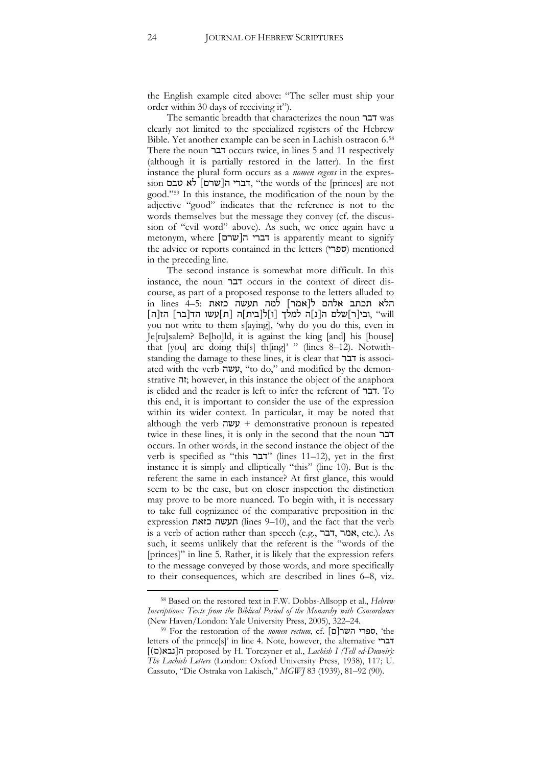the English example cited above: "The seller must ship your order within 30 days of receiving it").

The semantic breadth that characterizes the noun דבר was clearly not limited to the specialized registers of the Hebrew Bible. Yet another example can be seen in Lachish ostracon 6.[58] There the noun דבר occurs twice, in lines 5 and 11 respectively (although it is partially restored in the latter). In the first instance the plural form occurs as a *nomen regens* in the expression דברי ה[שרם] לא טבם, "the words of the [princes] are not good."[59] In this instance, the modification of the noun by the adjective "good" indicates that the reference is not to the words themselves but the message they convey (cf. the discussion of "evil word" above). As such, we once again have a metonym, where דברי ה[שרם] is apparently meant to signify the advice or reports contained in the letters (ספרי) mentioned in the preceding line.

The second instance is somewhat more difficult. In this instance, the noun דבר occurs in the context of direct discourse, as part of a proposed response to the letters alluded to in lines 4–5: הלא תכתב אלהם ל[אמר] למה תעשה כזאת ובי[ר]שלם ה[נ]ה למלך [ו]ל[בית]ה [ת]עשו הד[בר] הז[ה], "will you not write to them s[aying], 'why do you do this, even in Je[ru]salem? Be[ho]ld, it is against the king [and] his [house] that [you] are doing thi[s] th[ing]' " (lines 8–12). Notwithstanding the damage to these lines, it is clear that דבר is associated with the verb עשה, "to do," and modified by the demonstrative זה; however, in this instance the object of the anaphora is elided and the reader is left to infer the referent of דבר. To this end, it is important to consider the use of the expression within its wider context. In particular, it may be noted that although the verb עשה + demonstrative pronoun is repeated twice in these lines, it is only in the second that the noun דבר occurs. In other words, in the second instance the object of the verb is specified as "this דבר" (lines 11–12), yet in the first instance it is simply and elliptically "this" (line 10). But is the referent the same in each instance? At first glance, this would seem to be the case, but on closer inspection the distinction may prove to be more nuanced. To begin with, it is necessary to take full cognizance of the comparative preposition in the expression תעשה כזאת (lines 9–10), and the fact that the verb is a verb of action rather than speech (e.g., דבר, אמר, etc.). As such, it seems unlikely that the referent is the "words of the [princes]" in line 5. Rather, it is likely that the expression refers to the message conveyed by those words, and more specifically to their consequences, which are described in lines 6–8, viz.

[58] Based on the restored text in F.W. Dobbs-Allsopp et al., *Hebrew Inscriptions: Texts from the Biblical Period of the Monarchy with Concordance* (New Haven/London: Yale University Press, 2005), 322–24.

[59] For the restoration of the *nomen rectum*, cf. ספרי השר[ם], 'the letters of the prince[s]' in line 4. Note, however, the alternative דברי ה[נבא(ם)] proposed by H. Torczyner et al., *Lachish I (Tell ed-Duweir): The Lachish Letters* (London: Oxford University Press, 1938), 117; U. Cassuto, "Die Ostraka von Lakisch," *MGWJ* 83 (1939), 81–92 (90).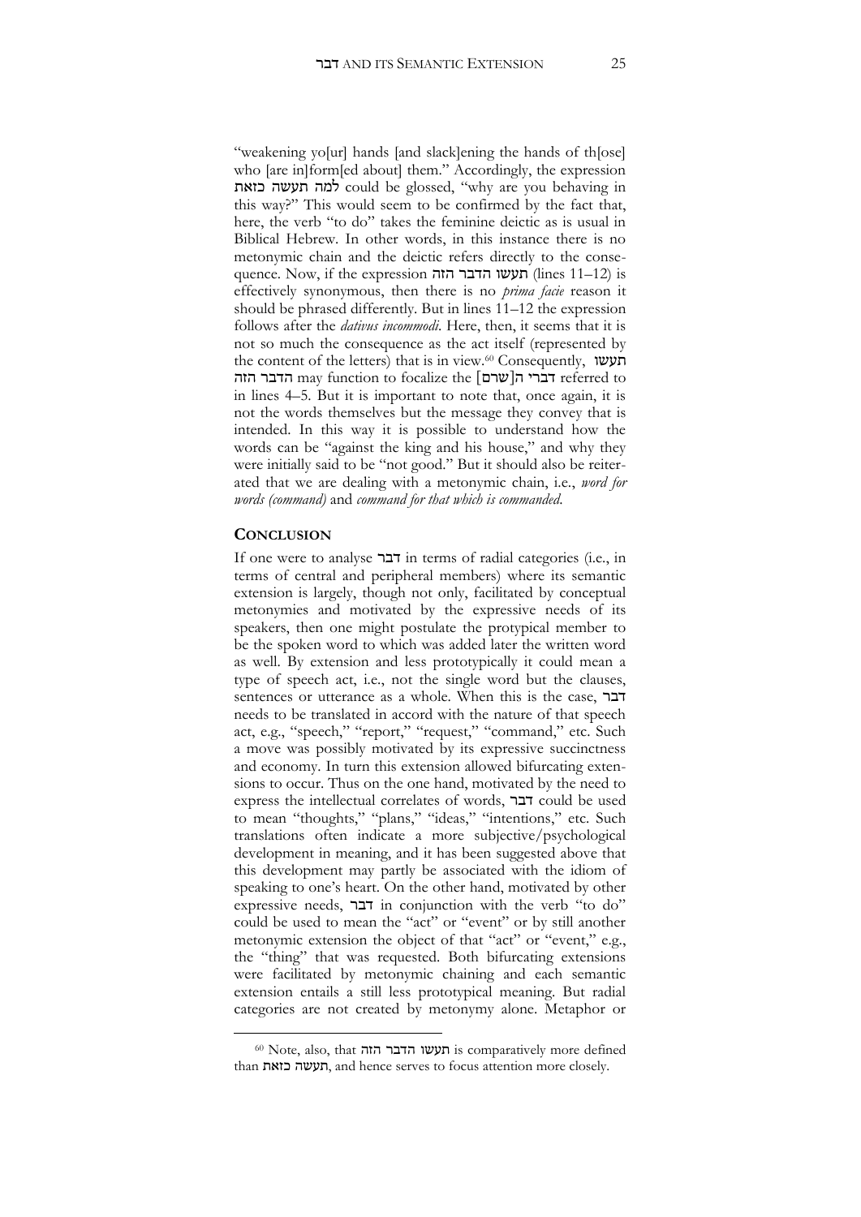"weakening yo[ur] hands [and slack]ening the hands of th[ose] who [are in]form[ed about] them." Accordingly, the expression למה תעשה כזאת could be glossed, "why are you behaving in this way?" This would seem to be confirmed by the fact that, here, the verb "to do" takes the feminine deictic as is usual in Biblical Hebrew. In other words, in this instance there is no metonymic chain and the deictic refers directly to the consequence. Now, if the expression תעשו הדבר הזה (lines 11–12) is effectively synonymous, then there is no *prima facie* reason it should be phrased differently. But in lines 11–12 the expression follows after the *dativus incommodi*. Here, then, it seems that it is not so much the consequence as the act itself (represented by the content of the letters) that is in view.[60] Consequently, תעשו הדבר הזה may function to focalize the דברי ה[שרם] referred to in lines 4–5. But it is important to note that, once again, it is not the words themselves but the message they convey that is intended. In this way it is possible to understand how the words can be "against the king and his house," and why they were initially said to be "not good." But it should also be reiterated that we are dealing with a metonymic chain, i.e., *word for words (command)* and *command for that which is commanded*.

## CONCLUSION

If one were to analyse דבר in terms of radial categories (i.e., in terms of central and peripheral members) where its semantic extension is largely, though not only, facilitated by conceptual metonymies and motivated by the expressive needs of its speakers, then one might postulate the protypical member to be the spoken word to which was added later the written word as well. By extension and less prototypically it could mean a type of speech act, i.e., not the single word but the clauses, sentences or utterance as a whole. When this is the case, דבר needs to be translated in accord with the nature of that speech act, e.g., "speech," "report," "request," "command," etc. Such a move was possibly motivated by its expressive succinctness and economy. In turn this extension allowed bifurcating extensions to occur. Thus on the one hand, motivated by the need to express the intellectual correlates of words, דבר could be used to mean "thoughts," "plans," "ideas," "intentions," etc. Such translations often indicate a more subjective/psychological development in meaning, and it has been suggested above that this development may partly be associated with the idiom of speaking to one's heart. On the other hand, motivated by other expressive needs, דבר in conjunction with the verb "to do" could be used to mean the "act" or "event" or by still another metonymic extension the object of that "act" or "event," e.g., the "thing" that was requested. Both bifurcating extensions were facilitated by metonymic chaining and each semantic extension entails a still less prototypical meaning. But radial categories are not created by metonymy alone. Metaphor or

[60] Note, also, that תעשו הדבר הזה is comparatively more defined than תעשה כזאת, and hence serves to focus attention more closely.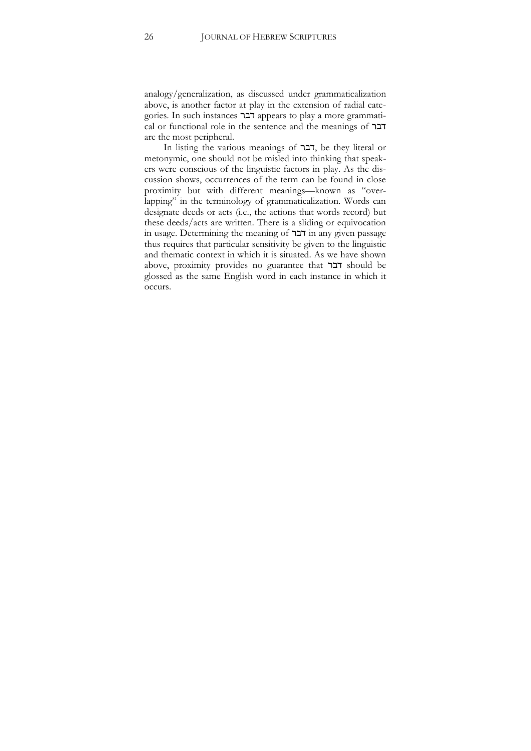analogy/generalization, as discussed under grammaticalization above, is another factor at play in the extension of radial categories. In such instances דבר appears to play a more grammatical or functional role in the sentence and the meanings of דבר are the most peripheral.

In listing the various meanings of דבר, be they literal or metonymic, one should not be misled into thinking that speakers were conscious of the linguistic factors in play. As the discussion shows, occurrences of the term can be found in close proximity but with different meanings—known as "overlapping" in the terminology of grammaticalization. Words can designate deeds or acts (i.e., the actions that words record) but these deeds/acts are written. There is a sliding or equivocation in usage. Determining the meaning of דבר in any given passage thus requires that particular sensitivity be given to the linguistic and thematic context in which it is situated. As we have shown above, proximity provides no guarantee that דבר should be glossed as the same English word in each instance in which it occurs.